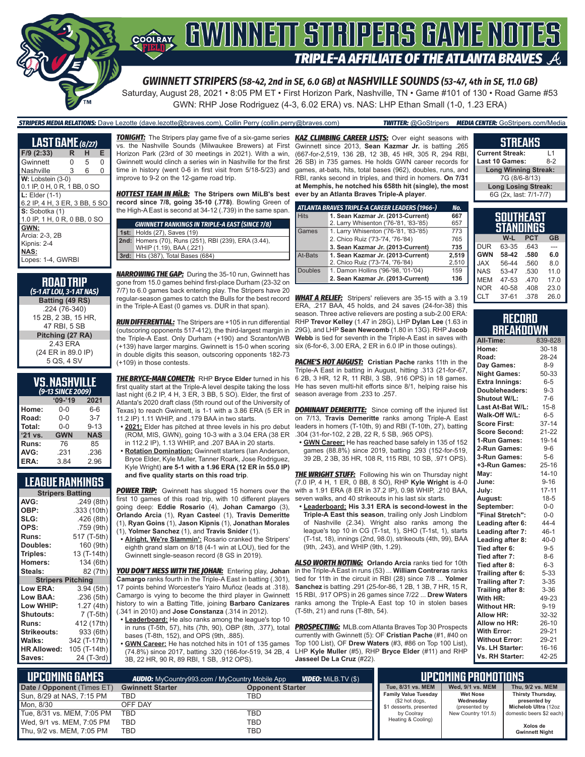# GWINNETT STRIPERS GAME NOTES

## TRIPLE-A AFFILIATE OF THE ATLANTA BRAVES

### *GWINNETT STRIPERS (58-42, 2nd in SE, 6.0 GB) at NASHVILLE SOUNDS (53-47, 4th in SE, 11.0 GB)*

Saturday, August 28, 2021 • 8:05 PM ET • First Horizon Park, Nashville, TN • Game #101 of 130 • Road Game #53

GWN: RHP Jose Rodriguez (4-3, 6.02 ERA) vs. NAS: LHP Ethan Small (1-0, 1.23 ERA)

***STRIPERS MEDIA RELATIONS:*** Dave Lezotte (dave.lezotte@braves.com), Collin Perry (collin.perry@braves.com) ***TWITTER:*** @GoStripers ***MEDIA CENTER:*** GoStripers.com/Media

## LAST GAME (8/27)

| F/9 (2:33) | R | H | E |
|---|---|---|---|
| Gwinnett | 0 | 5 | 0 |
| Nashville | 3 | 6 | 0 |

**W:** Lobstein (3-0)
0.1 IP, 0 H, 0 R, 1 BB, 0 SO

**L:** Elder (1-1)
6.2 IP, 4 H, 3 ER, 3 BB, 5 SO

**S:** Sobotka (1)
1.0 IP, 1 H, 0 R, 0 BB, 0 SO

**GWN:**
Arcia: 2-3, 2B
Kipnis: 2-4

**NAS:**
Lopes: 1-4, GWRBI

## ROAD TRIP
*(5-1 AT LOU, 3-1 AT NAS)*

**Batting (49 RS)**
.224 (76-340)
15 2B, 2 3B, 15 HR,
47 RBI, 5 SB

**Pitching (27 RA)**
2.43 ERA
(24 ER in 89.0 IP)
5 QS, 4 SV

## VS. NASHVILLE
*(9-13 SINCE 2009)*

| | '09-'19 | 2021 |
|---|---|---|
| Home: | 0-0 | 6-6 |
| Road: | 0-0 | 3-7 |
| Total: | 0-0 | 9-13 |
| '21 vs. | GWN | NAS |
| Runs: | 76 | 85 |
| AVG: | .231 | .236 |
| ERA: | 3.84 | 2.96 |

## LEAGUE RANKINGS

| Stripers Batting | |
|---|---|
| AVG: | .249 (8th) |
| OBP: | .333 (10th) |
| SLG: | .426 (8th) |
| OPS: | .759 (9th) |
| Runs: | 517 (T-5th) |
| Doubles: | 160 (9th) |
| Triples: | 13 (T-14th) |
| Homers: | 134 (6th) |
| Steals: | 82 (7th) |
| **Stripers Pitching** | |
| Low ERA: | 3.94 (5th) |
| Low BAA: | .236 (5th) |
| Low WHIP: | 1.27 (4th) |
| Shutouts: | 7 (T-5th) |
| Runs: | 412 (17th) |
| Strikeouts: | 933 (6th) |
| Walks: | 342 (T-17th) |
| HR Allowed: | 105 (T-14th) |
| Saves: | 24 (T-3rd) |

***TONIGHT:*** The Stripers play game five of a six-game series vs. the Nashville Sounds (Milwaukee Brewers) at First Horizon Park (23rd of 30 meetings in 2021). With a win, Gwinnett would clinch a series win in Nashville for the first time in history (went 0-6 in first visit from 5/18-5/23) and improve to 9-2 on the 12-game road trip.

***HOTTEST TEAM IN MiLB:*** **The Stripers own MiLB's best record since 7/8, going 35-10 (.778)**. Bowling Green of the High-A East is second at 34-12 (.739) in the same span.

| GWINNETT RANKINGS IN TRIPLE-A EAST (SINCE 7/8) | |
|---|---|
| 1st: | Holds (27), Saves (19) |
| 2nd: | Homers (70), Runs (251), RBI (239), ERA (3.44), WHIP (1.19), BAA (.221) |
| 3rd: | Hits (387), Total Bases (684) |

***NARROWING THE GAP:*** During the 35-10 run, Gwinnett has gone from 15.0 games behind first-place Durham (23-32 on 7/7) to 6.0 games back entering play. The Stripers have 20 regular-season games to catch the Bulls for the best record in the Triple-A East (0 games vs. DUR in that span).

***RUN DIFFERENTIAL:*** The Stripers are +105 in run differential (outscoring opponents 517-412), the third-largest margin in the Triple-A East. Only Durham (+190) and Scranton/WB (+139) have larger margins. Gwinnett is 15-0 when scoring in double digits this season, outscoring opponents 182-73 (+109) in those contests.

***THE BRYCE-MAN COMETH:*** RHP **Bryce Elder** turned in his first quality start at the Triple-A level despite taking the loss last night (6.2 IP, 4 H, 3 ER, 3 BB, 5 SO). Elder, the first of Atlanta's 2020 draft class (5th round out of the University of Texas) to reach Gwinnett, is 1-1 with a 3.86 ERA (5 ER in 11.2 IP) 1.11 WHIP, and .179 BAA in two starts.

- **2021:** Elder has pitched at three levels in his pro debut (ROM, MIS, GWN), going 10-3 with a 3.04 ERA (38 ER in 112.2 IP), 1.13 WHIP, and .207 BAA in 20 starts.
- **Rotation Domination:** Gwinnett starters (Ian Anderson, Bryce Elder, Kyle Muller, Tanner Roark, Jose Rodriguez, Kyle Wright) **are 5-1 with a 1.96 ERA (12 ER in 55.0 IP) and five quality starts on this road trip**.

***POWER TRIP:*** Gwinnett has slugged 15 homers over the first 10 games of this road trip, with 10 different players going deep: **Eddie Rosario** (4), **Johan Camargo** (3), **Orlando Arcia** (1), **Ryan Casteel** (1), **Travis Demeritte** (1), **Ryan Goins** (1), **Jason Kipnis** (1), **Jonathan Morales** (1), **Yolmer Sanchez** (1), and **Travis Snider** (1).

- **Alright, We're Slammin':** Rosario cranked the Stripers' eighth grand slam on 8/18 (4-1 win at LOU), tied for the Gwinnett single-season record (8 GS in 2019).

***YOU DON'T MESS WITH THE JOHAN:*** Entering play, **Johan Camargo** ranks fourth in the Triple-A East in batting (.301), 17 points behind Worcester's Yairo Muñoz (leads at .318). Camargo is vying to become the third player in Gwinnett history to win a Batting Title, joining **Barbaro Canizares** (.341 in 2010) and **Jose Constanza** (.314 in 2012).

- **Leaderboard:** He also ranks among the league's top 10 in runs (T-5th, 57), hits (7th, 90), OBP (8th, .377), total bases (T-8th, 152), and OPS (9th, .885).
- **GWN Career:** He has notched hits in 101 of 135 games (74.8%) since 2017, batting .320 (166-for-519, 34 2B, 4 3B, 22 HR, 90 R, 89 RBI, 1 SB, .912 OPS).

***KAZ CLIMBING CAREER LISTS:*** Over eight seasons with Gwinnett since 2013, **Sean Kazmar Jr.** is batting .265 (667-for-2,519, 136 2B, 12 3B, 45 HR, 305 R, 294 RBI, 26 SB) in 735 games. He holds GWN career records for games, at-bats, hits, total bases (962), doubles, runs, and RBI, ranks second in triples, and third in homers. **On 7/31 at Memphis, he notched his 658th hit (single), the most ever by an Atlanta Braves Triple-A player**.

| ATLANTA BRAVES TRIPLE-A CAREER LEADERS (1966-) | | No. |
|---|---|---|
| Hits | **1. Sean Kazmar Jr. (2013-Current)** | **667** |
| | 2. Larry Whisenton ('76-'81, '83-'85) | 657 |
| Games | 1. Larry Whisenton ('76-'81, '83-'85) | 773 |
| | 2. Chico Ruiz ('73-'74, '76-'84) | 765 |
| | **3. Sean Kazmar Jr. (2013-Current)** | **735** |
| At-Bats | **1. Sean Kazmar Jr. (2013-Current)** | **2,519** |
| | 2. Chico Ruiz ('73-'74, '76-'84) | 2,510 |
| Doubles | 1. Damon Hollins ('96-'98, '01-'04) | 159 |
| | **2. Sean Kazmar Jr. (2013-Current)** | **136** |

***WHAT A RELIEF:*** Stripers' relievers are 35-15 with a 3.19 ERA, .217 BAA, 45 holds, and 24 saves (24-for-38) this season. Three active relievers are posting a sub-2.00 ERA: RHP **Trevor Kelley** (1.47 in 28G), LHP **Dylan Lee** (1.63 in 29G), and LHP **Sean Newcomb** (1.80 in 13G). RHP **Jacob Webb** is tied for seventh in the Triple-A East in saves with six (6-for-6, 3.00 ERA, 2 ER in 6.0 IP in those outings).

***PACHE'S HOT AUGUST:*** **Cristian Pache** ranks 11th in the Triple-A East in batting in August, hitting .313 (21-for-67, 6 2B, 3 HR, 12 R, 11 RBI, 3 SB, .916 OPS) in 18 games. He has seven multi-hit efforts since 8/1, helping raise his season average from .233 to .257.

***DOMINANT DEMERITTE:*** Since coming off the injured list on 7/13, **Travis Demeritte** ranks among Triple-A East leaders in homers (T-10th, 9) and RBI (T-10th, 27), batting .304 (31-for-102, 2 2B, 22 R, 5 SB, .965 OPS).

- **GWN Career:** He has reached base safely in 135 of 152 games (88.8%) since 2019, batting .293 (152-for-519, 39 2B, 2 3B, 35 HR, 108 R, 115 RBI, 10 SB, .971 OPS).

***THE WRIGHT STUFF:*** Following his win on Thursday night (7.0 IP, 4 H, 1 ER, 0 BB, 8 SO), RHP **Kyle Wright** is 4-0 with a 1.91 ERA (8 ER in 37.2 IP), 0.98 WHIP, .210 BAA, seven walks, and 40 strikeouts in his last six starts.

- **Leaderboard: His 3.31 ERA is second-lowest in the Triple-A East this season**, trailing only Josh Lindblom of Nashville (2.34). Wright also ranks among the league's top 10 in CG (T-1st, 1), SHO (T-1st, 1), starts (T-1st, 18), innings (2nd, 98.0), strikeouts (4th, 99), BAA (9th, .243), and WHIP (9th, 1.29).

***ALSO WORTH NOTING:*** **Orlando Arcia** ranks tied for 10th in the Triple-A East in runs (53) ... **William Contreras** ranks tied for 11th in the circuit in RBI (28) since 7/8 ... **Yolmer Sanchez** is batting .291 (25-for-86, 1 2B, 1 3B, 7 HR, 15 R, 15 RBI, .917 OPS) in 26 games since 7/22 ... **Drew Waters** ranks among the Triple-A East top 10 in stolen bases (T-5th, 21) and runs (T-8th, 54).

***PROSPECTING:*** MLB.com Atlanta Braves Top 30 Prospects currently with Gwinnett (5): OF **Cristian Pache** (#1, #40 on Top 100 List), OF **Drew Waters** (#3, #86 on Top 100 List), LHP **Kyle Muller** (#5), RHP **Bryce Elder** (#11) and RHP **Jasseel De La Cruz** (#22).

## STREAKS

| | |
|---|---|
| Current Streak: | L1 |
| Last 10 Games: | 8-2 |
| **Long Winning Streak:** | |
| 7G (8/6-8/13) | |
| **Long Losing Streak:** | |
| 6G (2x, last: 7/1-7/7) | |

## SOUTHEAST STANDINGS

| | W-L | PCT | GB |
|---|---|---|---|
| DUR | 63-35 | .643 | --- |
| **GWN** | **58-42** | **.580** | **6.0** |
| JAX | 56-44 | .560 | 8.0 |
| NAS | 53-47 | .530 | 11.0 |
| MEM | 47-53 | .470 | 17.0 |
| NOR | 40-58 | .408 | 23.0 |
| CLT | 37-61 | .378 | 26.0 |

## RECORD BREAKDOWN

| | |
|---|---|
| All-Time: | 839-828 |
| Home: | 30-18 |
| Road: | 28-24 |
| Day Games: | 8-9 |
| Night Games: | 50-33 |
| Extra Innings: | 6-5 |
| Doubleheaders: | 9-3 |
| Shutout W/L: | 7-6 |
| Last At-Bat W/L: | 15-8 |
| Walk-Off W/L: | 6-5 |
| Score First: | 37-14 |
| Score Second: | 21-22 |
| 1-Run Games: | 19-14 |
| 2-Run Games: | 9-6 |
| 3-Run Games: | 5-6 |
| +3-Run Games: | 25-16 |
| May: | 14-10 |
| June: | 9-16 |
| July: | 17-11 |
| August: | 18-5 |
| September: | 0-0 |
| "Final Stretch": | 0-0 |
| Leading after 6: | 44-4 |
| Leading after 7: | 46-1 |
| Leading after 8: | 40-0 |
| Tied after 6: | 9-5 |
| Tied after 7: | 8-6 |
| Tied after 8: | 6-3 |
| Trailing after 6: | 5-33 |
| Trailing after 7: | 3-35 |
| Trailing after 8: | 3-36 |
| With HR: | 49-23 |
| Without HR: | 9-19 |
| Allow HR: | 32-32 |
| Allow no HR: | 26-10 |
| With Error: | 29-21 |
| Without Error: | 29-21 |
| Vs. LH Starter: | 16-16 |
| Vs. RH Starter: | 42-25 |

## UPCOMING GAMES

***AUDIO:*** MyCountry993.com / MyCountry Mobile App ***VIDEO:*** MiLB.TV ($)

| Date / Opponent (Times ET) | Gwinnett Starter | Opponent Starter |
|---|---|---|
| Sun, 8/29 at NAS, 7:15 PM | TBD | TBD |
| Mon, 8/30 | OFF DAY | |
| Tue, 8/31 vs. MEM, 7:05 PM | TBD | TBD |
| Wed, 9/1 vs. MEM, 7:05 PM | TBD | TBD |
| Thu, 9/2 vs. MEM, 7:05 PM | TBD | TBD |

## UPCOMING PROMOTIONS

| Tue, 8/31 vs. MEM | Wed, 9/1 vs. MEM | Thu, 9/2 vs. MEM |
|---|---|---|
| **Family Value Tuesday** ($2 hot dogs, $1 desserts, presented by Coolray Heating & Cooling) | **Wet Nose Wednesday** (presented by New Country 101.5) | **Thirsty Thursday,** presented by **Michelob Ultra** (12oz domestic beers $2 each) **Xolos de Gwinnett Night** |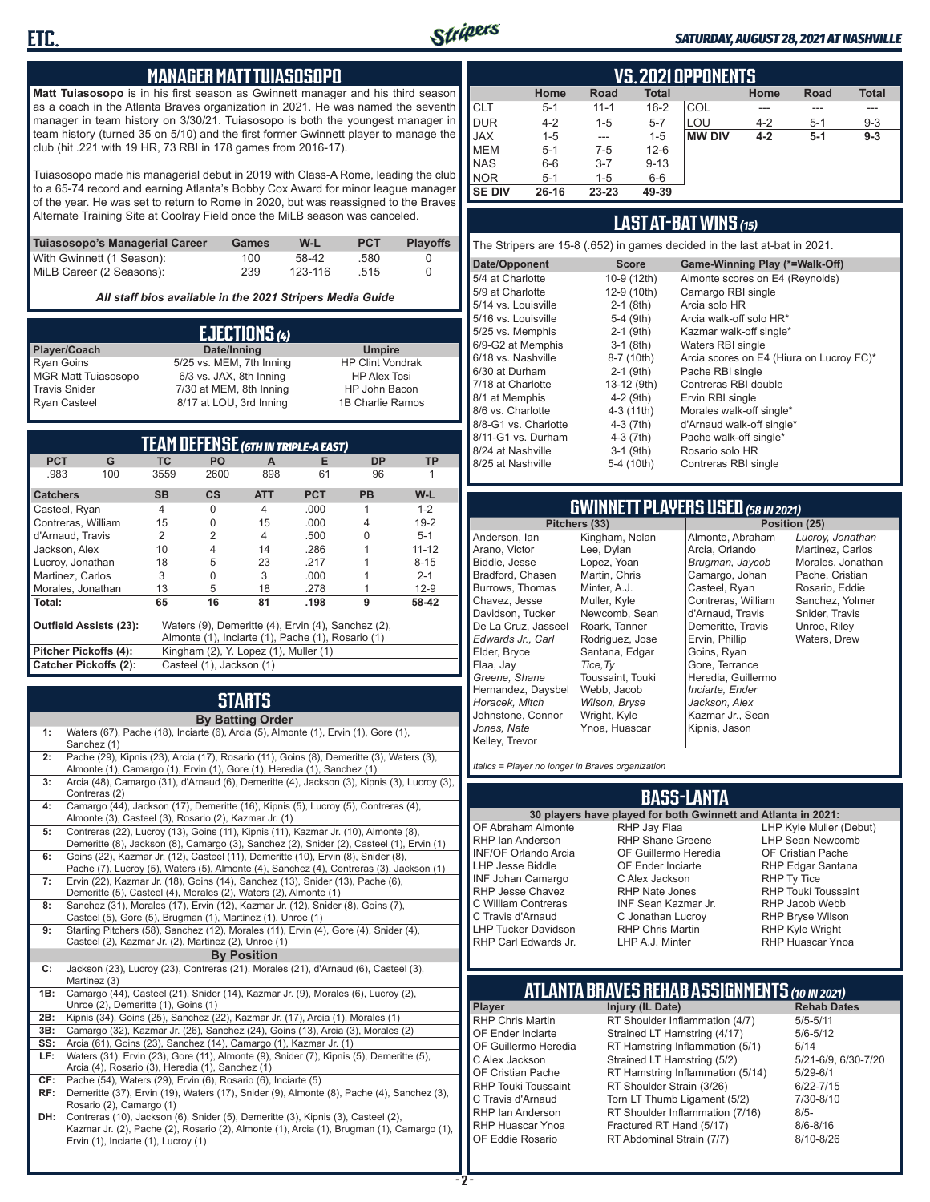## MANAGER MATT TUIASOSOPO

**Matt Tuiasosopo** is in his first season as Gwinnett manager and his third season as a coach in the Atlanta Braves organization in 2021. He was named the seventh manager in team history on 3/30/21. Tuiasosopo is both the youngest manager in team history (turned 35 on 5/10) and the first former Gwinnett player to manage the club (hit .221 with 19 HR, 73 RBI in 178 games from 2016-17).

Tuiasosopo made his managerial debut in 2019 with Class-A Rome, leading the club to a 65-74 record and earning Atlanta's Bobby Cox Award for minor league manager of the year. He was set to return to Rome in 2020, but was reassigned to the Braves Alternate Training Site at Coolray Field once the MiLB season was canceled.

| Tuiasosopo's Managerial Career | Games | W-L | PCT | Playoffs |
|---|---|---|---|---|
| With Gwinnett (1 Season): | 100 | 58-42 | .580 | 0 |
| MiLB Career (2 Seasons): | 239 | 123-116 | .515 | 0 |

*All staff bios available in the 2021 Stripers Media Guide*

## EJECTIONS (4)

| Player/Coach | Date/Inning | Umpire |
|---|---|---|
| Ryan Goins | 5/25 vs. MEM, 7th Inning | HP Clint Vondrak |
| MGR Matt Tuiasosopo | 6/3 vs. JAX, 8th Inning | HP Alex Tosi |
| Travis Snider | 7/30 at MEM, 8th Inning | HP John Bacon |
| Ryan Casteel | 8/17 at LOU, 3rd Inning | 1B Charlie Ramos |

## TEAM DEFENSE (6TH IN TRIPLE-A EAST)

| PCT | G | TC | PO | A | E | DP | TP |
|---|---|---|---|---|---|---|---|
| .983 | 100 | 3559 | 2600 | 898 | 61 | 96 | 1 |

| Catchers | SB | CS | ATT | PCT | PB | W-L |
|---|---|---|---|---|---|---|
| Casteel, Ryan | 4 | 0 | 4 | .000 | 1 | 1-2 |
| Contreras, William | 15 | 0 | 15 | .000 | 4 | 19-2 |
| d'Arnaud, Travis | 2 | 2 | 4 | .500 | 0 | 5-1 |
| Jackson, Alex | 10 | 4 | 14 | .286 | 1 | 11-12 |
| Lucroy, Jonathan | 18 | 5 | 23 | .217 | 1 | 8-15 |
| Martinez, Carlos | 3 | 0 | 3 | .000 | 1 | 2-1 |
| Morales, Jonathan | 13 | 5 | 18 | .278 | 1 | 12-9 |
| **Total:** | **65** | **16** | **81** | **.198** | **9** | **58-42** |

**Outfield Assists (23):** Waters (9), Demeritte (4), Ervin (4), Sanchez (2), Almonte (1), Inciarte (1), Pache (1), Rosario (1)

**Pitcher Pickoffs (4):** Kingham (2), Y. Lopez (1), Muller (1)

**Catcher Pickoffs (2):** Casteel (1), Jackson (1)

## STARTS

**By Batting Order**

| | |
|---|---|
| 1: | Waters (67), Pache (18), Inciarte (6), Arcia (5), Almonte (1), Ervin (1), Gore (1), Sanchez (1) |
| 2: | Pache (29), Kipnis (23), Arcia (17), Rosario (11), Goins (8), Demeritte (3), Waters (3), Almonte (1), Camargo (1), Ervin (1), Gore (1), Heredia (1), Sanchez (1) |
| 3: | Arcia (48), Camargo (31), d'Arnaud (6), Demeritte (4), Jackson (3), Kipnis (3), Lucroy (3), Contreras (2) |
| 4: | Camargo (44), Jackson (17), Demeritte (16), Kipnis (5), Lucroy (5), Contreras (4), Almonte (3), Casteel (3), Rosario (2), Kazmar Jr. (1) |
| 5: | Contreras (22), Lucroy (13), Goins (11), Kipnis (11), Kazmar Jr. (10), Almonte (8), Demeritte (8), Jackson (8), Camargo (3), Sanchez (2), Snider (2), Casteel (1), Ervin (1) |
| 6: | Goins (22), Kazmar Jr. (12), Casteel (11), Demeritte (10), Ervin (8), Snider (8), Pache (7), Lucroy (5), Waters (5), Almonte (4), Sanchez (4), Contreras (3), Jackson (1) |
| 7: | Ervin (22), Kazmar Jr. (18), Goins (14), Sanchez (13), Snider (13), Pache (6), Demeritte (5), Casteel (4), Morales (2), Waters (2), Almonte (1) |
| 8: | Sanchez (31), Morales (17), Ervin (12), Kazmar Jr. (12), Snider (8), Goins (7), Casteel (5), Gore (5), Brugman (1), Martinez (1), Unroe (1) |
| 9: | Starting Pitchers (58), Sanchez (12), Morales (11), Ervin (4), Gore (4), Snider (4), Casteel (2), Kazmar Jr. (2), Martinez (2), Unroe (1) |

**By Position**

| | |
|---|---|
| C: | Jackson (23), Lucroy (23), Contreras (21), Morales (21), d'Arnaud (6), Casteel (3), Martinez (3) |
| 1B: | Camargo (44), Casteel (21), Snider (14), Kazmar Jr. (9), Morales (6), Lucroy (2), Unroe (2), Demeritte (1), Goins (1) |
| 2B: | Kipnis (34), Goins (25), Sanchez (22), Kazmar Jr. (17), Arcia (1), Morales (1) |
| 3B: | Camargo (32), Kazmar Jr. (26), Sanchez (24), Goins (13), Arcia (3), Morales (2) |
| SS: | Arcia (61), Goins (23), Sanchez (14), Camargo (1), Kazmar Jr. (1) |
| LF: | Waters (31), Ervin (23), Gore (11), Almonte (9), Snider (7), Kipnis (5), Demeritte (5), Arcia (4), Rosario (3), Heredia (1), Sanchez (1) |
| CF: | Pache (54), Waters (29), Ervin (6), Rosario (6), Inciarte (5) |
| RF: | Demeritte (37), Ervin (19), Waters (17), Snider (9), Almonte (8), Pache (4), Sanchez (3), Rosario (2), Camargo (1) |
| DH: | Contreras (10), Jackson (6), Snider (5), Demeritte (3), Kipnis (3), Casteel (2), Kazmar Jr. (2), Pache (2), Rosario (2), Almonte (1), Arcia (1), Brugman (1), Camargo (1), Ervin (1), Inciarte (1), Lucroy (1) |

## VS. 2021 OPPONENTS

| | Home | Road | Total | | Home | Road | Total |
|---|---|---|---|---|---|---|---|
| CLT | 5-1 | 11-1 | 16-2 | COL | --- | --- | --- |
| DUR | 4-2 | 1-5 | 5-7 | LOU | 4-2 | 5-1 | 9-3 |
| JAX | 1-5 | --- | 1-5 | **MW DIV** | **4-2** | **5-1** | **9-3** |
| MEM | 5-1 | 7-5 | 12-6 | | | | |
| NAS | 6-6 | 3-7 | 9-13 | | | | |
| NOR | 5-1 | 1-5 | 6-6 | | | | |
| **SE DIV** | **26-16** | **23-23** | **49-39** | | | | |

## LAST AT-BAT WINS (15)

The Stripers are 15-8 (.652) in games decided in the last at-bat in 2021.

| Date/Opponent | Score | Game-Winning Play (*=Walk-Off) |
|---|---|---|
| 5/4 at Charlotte | 10-9 (12th) | Almonte scores on E4 (Reynolds) |
| 5/9 at Charlotte | 12-9 (10th) | Camargo RBI single |
| 5/14 vs. Louisville | 2-1 (8th) | Arcia solo HR |
| 5/16 vs. Louisville | 5-4 (9th) | Arcia walk-off solo HR* |
| 5/25 vs. Memphis | 2-1 (9th) | Kazmar walk-off single* |
| 6/9-G2 at Memphis | 3-1 (8th) | Waters RBI single |
| 6/18 vs. Nashville | 8-7 (10th) | Arcia scores on E4 (Hiura on Lucroy FC)* |
| 6/30 at Durham | 2-1 (9th) | Pache RBI single |
| 7/18 at Charlotte | 13-12 (9th) | Contreras RBI double |
| 8/1 at Memphis | 4-2 (9th) | Ervin RBI single |
| 8/6 vs. Charlotte | 4-3 (11th) | Morales walk-off single* |
| 8/8-G1 vs. Charlotte | 4-3 (7th) | d'Arnaud walk-off single* |
| 8/11-G1 vs. Durham | 4-3 (7th) | Pache walk-off single* |
| 8/24 at Nashville | 3-1 (9th) | Rosario solo HR |
| 8/25 at Nashville | 5-4 (10th) | Contreras RBI single |

## GWINNETT PLAYERS USED (58 IN 2021)

| Pitchers (33) | | Position (25) | |
|---|---|---|---|
| Anderson, Ian | Kingham, Nolan | Almonte, Abraham | *Lucroy, Jonathan* |
| Arano, Victor | Lee, Dylan | Arcia, Orlando | Martinez, Carlos |
| Biddle, Jesse | Lopez, Yoan | *Brugman, Jaycob* | Morales, Jonathan |
| Bradford, Chasen | Martin, Chris | Camargo, Johan | Pache, Cristian |
| Burrows, Thomas | Minter, A.J. | Casteel, Ryan | Rosario, Eddie |
| Chavez, Jesse | Muller, Kyle | Contreras, William | Sanchez, Yolmer |
| Davidson, Tucker | Newcomb, Sean | d'Arnaud, Travis | Snider, Travis |
| De La Cruz, Jasseel | Roark, Tanner | Demeritte, Travis | Unroe, Riley |
| *Edwards Jr., Carl* | Rodriguez, Jose | Ervin, Phillip | Waters, Drew |
| Elder, Bryce | Santana, Edgar | Goins, Ryan | |
| Flaa, Jay | *Tice, Ty* | Gore, Terrance | |
| *Greene, Shane* | Toussaint, Touki | Heredia, Guillermo | |
| Hernandez, Daysbel | Webb, Jacob | *Inciarte, Ender* | |
| *Horacek, Mitch* | *Wilson, Bryse* | *Jackson, Alex* | |
| Johnstone, Connor | Wright, Kyle | Kazmar Jr., Sean | |
| *Jones, Nate* | Ynoa, Huascar | Kipnis, Jason | |
| Kelley, Trevor | | | |

*Italics = Player no longer in Braves organization*

## BASS-LANTA

**30 players have played for both Gwinnett and Atlanta in 2021:**

| | | |
|---|---|---|
| OF Abraham Almonte | RHP Jay Flaa | LHP Kyle Muller (Debut) |
| RHP Ian Anderson | RHP Shane Greene | LHP Sean Newcomb |
| INF/OF Orlando Arcia | OF Guillermo Heredia | OF Cristian Pache |
| LHP Jesse Biddle | OF Ender Inciarte | RHP Edgar Santana |
| INF Johan Camargo | C Alex Jackson | RHP Ty Tice |
| RHP Jesse Chavez | RHP Nate Jones | RHP Touki Toussaint |
| C William Contreras | INF Sean Kazmar Jr. | RHP Jacob Webb |
| C Travis d'Arnaud | C Jonathan Lucroy | RHP Bryse Wilson |
| LHP Tucker Davidson | RHP Chris Martin | RHP Kyle Wright |
| RHP Carl Edwards Jr. | LHP A.J. Minter | RHP Huascar Ynoa |

## ATLANTA BRAVES REHAB ASSIGNMENTS (10 IN 2021)

| Player | Injury (IL Date) | Rehab Dates |
|---|---|---|
| RHP Chris Martin | RT Shoulder Inflammation (4/7) | 5/5-5/11 |
| OF Ender Inciarte | Strained LT Hamstring (4/17) | 5/6-5/12 |
| OF Guillermo Heredia | RT Hamstring Inflammation (5/1) | 5/14 |
| C Alex Jackson | Strained LT Hamstring (5/2) | 5/21-6/9, 6/30-7/20 |
| OF Cristian Pache | RT Hamstring Inflammation (5/14) | 5/29-6/1 |
| RHP Touki Toussaint | RT Shoulder Strain (3/26) | 6/22-7/15 |
| C Travis d'Arnaud | Torn LT Thumb Ligament (5/2) | 7/30-8/10 |
| RHP Ian Anderson | RT Shoulder Inflammation (7/16) | 8/5- |
| RHP Huascar Ynoa | Fractured RT Hand (5/17) | 8/6-8/16 |
| OF Eddie Rosario | RT Abdominal Strain (7/7) | 8/10-8/26 |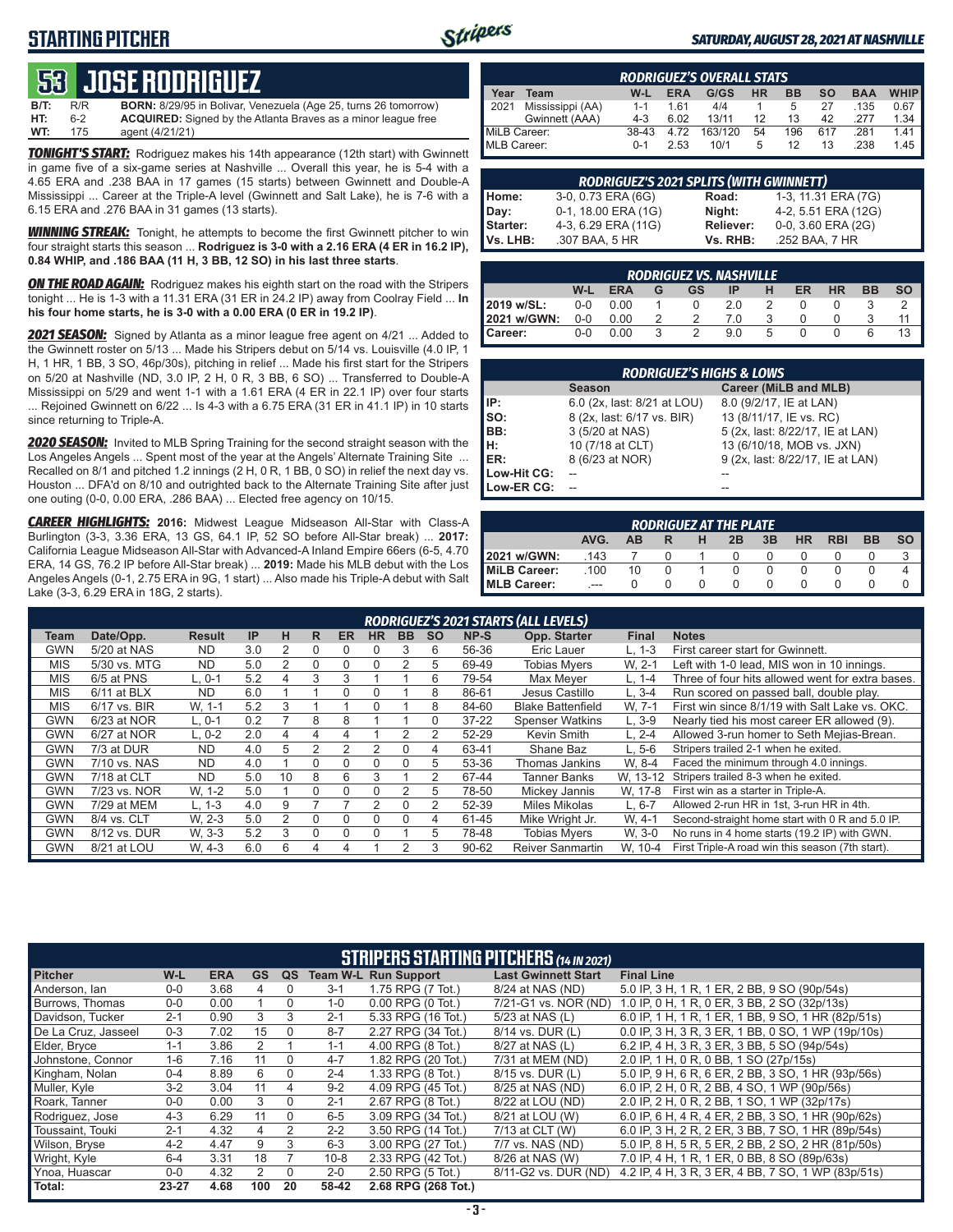## STARTING PITCHER

# 53 JOSE RODRIGUEZ

**B/T:** R/R **BORN:** 8/29/95 in Bolivar, Venezuela (Age 25, turns 26 tomorrow)
**HT:** 6-2 **ACQUIRED:** Signed by the Atlanta Braves as a minor league free
**WT:** 175 agent (4/21/21)

***TONIGHT'S START:*** Rodriguez makes his 14th appearance (12th start) with Gwinnett in game five of a six-game series at Nashville ... Overall this year, he is 5-4 with a 4.65 ERA and .238 BAA in 17 games (15 starts) between Gwinnett and Double-A Mississippi ... Career at the Triple-A level (Gwinnett and Salt Lake), he is 7-6 with a 6.15 ERA and .276 BAA in 31 games (13 starts).

***WINNING STREAK:*** Tonight, he attempts to become the first Gwinnett pitcher to win four straight starts this season ... **Rodriguez is 3-0 with a 2.16 ERA (4 ER in 16.2 IP), 0.84 WHIP, and .186 BAA (11 H, 3 BB, 12 SO) in his last three starts**.

***ON THE ROAD AGAIN:*** Rodriguez makes his eighth start on the road with the Stripers tonight ... He is 1-3 with a 11.31 ERA (31 ER in 24.2 IP) away from Coolray Field ... **In his four home starts, he is 3-0 with a 0.00 ERA (0 ER in 19.2 IP)**.

***2021 SEASON:*** Signed by Atlanta as a minor league free agent on 4/21 ... Added to the Gwinnett roster on 5/13 ... Made his Stripers debut on 5/14 vs. Louisville (4.0 IP, 1 H, 1 HR, 1 BB, 3 SO, 46p/30s), pitching in relief ... Made his first start for the Stripers on 5/20 at Nashville (ND, 3.0 IP, 2 H, 0 R, 3 BB, 6 SO) ... Transferred to Double-A Mississippi on 5/29 and went 1-1 with a 1.61 ERA (4 ER in 22.1 IP) over four starts ... Rejoined Gwinnett on 6/22 ... Is 4-3 with a 6.75 ERA (31 ER in 41.1 IP) in 10 starts since returning to Triple-A.

***2020 SEASON:*** Invited to MLB Spring Training for the second straight season with the Los Angeles Angels ... Spent most of the year at the Angels' Alternate Training Site ... Recalled on 8/1 and pitched 1.2 innings (2 H, 0 R, 1 BB, 0 SO) in relief the next day vs. Houston ... DFA'd on 8/10 and outrighted back to the Alternate Training Site after just one outing (0-0, 0.00 ERA, .286 BAA) ... Elected free agency on 10/15.

***CAREER HIGHLIGHTS:*** **2016:** Midwest League Midseason All-Star with Class-A Burlington (3-3, 3.36 ERA, 13 GS, 64.1 IP, 52 SO before All-Star break) ... **2017:** California League Midseason All-Star with Advanced-A Inland Empire 66ers (6-5, 4.70 ERA, 14 GS, 76.2 IP before All-Star break) ... **2019:** Made his MLB debut with the Los Angeles Angels (0-1, 2.75 ERA in 9G, 1 start) ... Also made his Triple-A debut with Salt Lake (3-3, 6.29 ERA in 18G, 2 starts).

### RODRIGUEZ'S OVERALL STATS

| Year | Team | W-L | ERA | G/GS | HR | BB | SO | BAA | WHIP |
|---|---|---|---|---|---|---|---|---|---|
| 2021 | Mississippi (AA) | 1-1 | 1.61 | 4/4 | 1 | 5 | 27 | .135 | 0.67 |
| | Gwinnett (AAA) | 4-3 | 6.02 | 13/11 | 12 | 13 | 42 | .277 | 1.34 |
| MiLB Career: | | 38-43 | 4.72 | 163/120 | 54 | 196 | 617 | .281 | 1.41 |
| MLB Career: | | 0-1 | 2.53 | 10/1 | 5 | 12 | 13 | .238 | 1.45 |

### RODRIGUEZ'S 2021 SPLITS (WITH GWINNETT)

| | | | |
|---|---|---|---|
| Home: | 3-0, 0.73 ERA (6G) | Road: | 1-3, 11.31 ERA (7G) |
| Day: | 0-1, 18.00 ERA (1G) | Night: | 4-2, 5.51 ERA (12G) |
| Starter: | 4-3, 6.29 ERA (11G) | Reliever: | 0-0, 3.60 ERA (2G) |
| Vs. LHB: | .307 BAA, 5 HR | Vs. RHB: | .252 BAA, 7 HR |

### RODRIGUEZ VS. NASHVILLE

| | W-L | ERA | G | GS | IP | H | ER | HR | BB | SO |
|---|---|---|---|---|---|---|---|---|---|---|
| 2019 w/SL: | 0-0 | 0.00 | 1 | 0 | 2.0 | 2 | 0 | 0 | 3 | 2 |
| 2021 w/GWN: | 0-0 | 0.00 | 2 | 2 | 7.0 | 3 | 0 | 0 | 3 | 11 |
| Career: | 0-0 | 0.00 | 3 | 2 | 9.0 | 5 | 0 | 0 | 6 | 13 |

### RODRIGUEZ'S HIGHS & LOWS

| | Season | Career (MiLB and MLB) |
|---|---|---|
| IP: | 6.0 (2x, last: 8/21 at LOU) | 8.0 (9/2/17, IE at LAN) |
| SO: | 8 (2x, last: 6/17 vs. BIR) | 13 (8/11/17, IE vs. RC) |
| BB: | 3 (5/20 at NAS) | 5 (2x, last: 8/22/17, IE at LAN) |
| H: | 10 (7/18 at CLT) | 13 (6/10/18, MOB vs. JXN) |
| ER: | 8 (6/23 at NOR) | 9 (2x, last: 8/22/17, IE at LAN) |
| Low-Hit CG: | -- | -- |
| Low-ER CG: | -- | -- |

### RODRIGUEZ AT THE PLATE

| | AVG. | AB | R | H | 2B | 3B | HR | RBI | BB | SO |
|---|---|---|---|---|---|---|---|---|---|---|
| 2021 w/GWN: | .143 | 7 | 0 | 1 | 0 | 0 | 0 | 0 | 0 | 3 |
| MiLB Career: | .100 | 10 | 0 | 1 | 0 | 0 | 0 | 0 | 0 | 4 |
| MLB Career: | .--- | 0 | 0 | 0 | 0 | 0 | 0 | 0 | 0 | 0 |

### RODRIGUEZ'S 2021 STARTS (ALL LEVELS)

| Team | Date/Opp. | Result | IP | H | R | ER | HR | BB | SO | NP-S | Opp. Starter | Final | Notes |
|---|---|---|---|---|---|---|---|---|---|---|---|---|---|
| GWN | 5/20 at NAS | ND | 3.0 | 2 | 0 | 0 | 0 | 3 | 6 | 56-36 | Eric Lauer | L, 1-3 | First career start for Gwinnett. |
| MIS | 5/30 vs. MTG | ND | 5.0 | 2 | 0 | 0 | 0 | 2 | 5 | 69-49 | Tobias Myers | W, 2-1 | Left with 1-0 lead, MIS won in 10 innings. |
| MIS | 6/5 at PNS | L, 0-1 | 5.2 | 4 | 3 | 3 | 1 | 1 | 6 | 79-54 | Max Meyer | L, 1-4 | Three of four hits allowed went for extra bases. |
| MIS | 6/11 at BLX | ND | 6.0 | 1 | 1 | 0 | 0 | 1 | 8 | 86-61 | Jesus Castillo | L, 3-4 | Run scored on passed ball, double play. |
| MIS | 6/17 vs. BIR | W, 1-1 | 5.2 | 3 | 1 | 1 | 0 | 1 | 8 | 84-60 | Blake Battenfield | W, 7-1 | First win since 8/1/19 with Salt Lake vs. OKC. |
| GWN | 6/23 at NOR | L, 0-1 | 0.2 | 7 | 8 | 8 | 1 | 1 | 0 | 37-22 | Spenser Watkins | L, 3-9 | Nearly tied his most career ER allowed (9). |
| GWN | 6/27 at NOR | L, 0-2 | 2.0 | 4 | 4 | 4 | 1 | 2 | 2 | 52-29 | Kevin Smith | L, 2-4 | Allowed 3-run homer to Seth Mejias-Brean. |
| GWN | 7/3 at DUR | ND | 4.0 | 5 | 2 | 2 | 2 | 0 | 4 | 63-41 | Shane Baz | L, 5-6 | Stripers trailed 2-1 when he exited. |
| GWN | 7/10 vs. NAS | ND | 4.0 | 1 | 0 | 0 | 0 | 0 | 5 | 53-36 | Thomas Jankins | W, 8-4 | Faced the minimum through 4.0 innings. |
| GWN | 7/18 at CLT | ND | 5.0 | 10 | 8 | 6 | 3 | 1 | 2 | 67-44 | Tanner Banks | W, 13-12 | Stripers trailed 8-3 when he exited. |
| GWN | 7/23 vs. NOR | W, 1-2 | 5.0 | 1 | 0 | 0 | 0 | 2 | 5 | 78-50 | Mickey Jannis | W, 17-8 | First win as a starter in Triple-A. |
| GWN | 7/29 at MEM | L, 1-3 | 4.0 | 9 | 7 | 7 | 2 | 0 | 2 | 52-39 | Miles Mikolas | L, 6-7 | Allowed 2-run HR in 1st, 3-run HR in 4th. |
| GWN | 8/4 vs. CLT | W, 2-3 | 5.0 | 2 | 0 | 0 | 0 | 0 | 4 | 61-45 | Mike Wright Jr. | W, 4-1 | Second-straight home start with 0 R and 5.0 IP. |
| GWN | 8/12 vs. DUR | W, 3-3 | 5.2 | 3 | 0 | 0 | 0 | 1 | 5 | 78-48 | Tobias Myers | W, 3-0 | No runs in 4 home starts (19.2 IP) with GWN. |
| GWN | 8/21 at LOU | W, 4-3 | 6.0 | 6 | 4 | 4 | 1 | 2 | 3 | 90-62 | Reiver Sanmartin | W, 10-4 | First Triple-A road win this season (7th start). |

### STRIPERS STARTING PITCHERS (14 IN 2021)

| Pitcher | W-L | ERA | GS | QS | Team W-L | Run Support | Last Gwinnett Start | Final Line |
|---|---|---|---|---|---|---|---|---|
| Anderson, Ian | 0-0 | 3.68 | 4 | 0 | 3-1 | 1.75 RPG (7 Tot.) | 8/24 at NAS (ND) | 5.0 IP, 3 H, 1 R, 1 ER, 2 BB, 9 SO (90p/54s) |
| Burrows, Thomas | 0-0 | 0.00 | 1 | 0 | 1-0 | 0.00 RPG (0 Tot.) | 7/21-G1 vs. NOR (ND) | 1.0 IP, 0 H, 1 R, 0 ER, 3 BB, 2 SO (32p/13s) |
| Davidson, Tucker | 2-1 | 0.90 | 3 | 3 | 2-1 | 5.33 RPG (16 Tot.) | 5/23 at NAS (L) | 6.0 IP, 1 H, 1 R, 1 ER, 1 BB, 9 SO, 1 HR (82p/51s) |
| De La Cruz, Jasseel | 0-3 | 7.02 | 15 | 0 | 8-7 | 2.27 RPG (34 Tot.) | 8/14 vs. DUR (L) | 0.0 IP, 3 H, 3 R, 3 ER, 1 BB, 0 SO, 1 WP (19p/10s) |
| Elder, Bryce | 1-1 | 3.86 | 2 | 1 | 1-1 | 4.00 RPG (8 Tot.) | 8/27 at NAS (L) | 6.2 IP, 4 H, 3 R, 3 ER, 3 BB, 5 SO (94p/54s) |
| Johnstone, Connor | 1-6 | 7.16 | 11 | 0 | 4-7 | 1.82 RPG (20 Tot.) | 7/31 at MEM (ND) | 2.0 IP, 1 H, 0 R, 0 BB, 1 SO (27p/15s) |
| Kingham, Nolan | 0-4 | 8.89 | 6 | 0 | 2-4 | 1.33 RPG (8 Tot.) | 8/15 vs. DUR (L) | 5.0 IP, 9 H, 6 R, 6 ER, 2 BB, 3 SO, 1 HR (93p/56s) |
| Muller, Kyle | 3-2 | 3.04 | 11 | 4 | 9-2 | 4.09 RPG (45 Tot.) | 8/25 at NAS (ND) | 6.0 IP, 2 H, 0 R, 2 BB, 4 SO, 1 WP (90p/56s) |
| Roark, Tanner | 0-0 | 0.00 | 3 | 0 | 2-1 | 2.67 RPG (8 Tot.) | 8/22 at LOU (ND) | 2.0 IP, 2 H, 0 R, 2 BB, 1 SO, 1 WP (32p/17s) |
| Rodriguez, Jose | 4-3 | 6.29 | 11 | 0 | 6-5 | 3.09 RPG (34 Tot.) | 8/21 at LOU (W) | 6.0 IP, 6 H, 4 R, 4 ER, 2 BB, 3 SO, 1 HR (90p/62s) |
| Toussaint, Touki | 2-1 | 4.32 | 4 | 2 | 2-2 | 3.50 RPG (14 Tot.) | 7/13 at CLT (W) | 6.0 IP, 3 H, 2 R, 2 ER, 3 BB, 7 SO, 1 HR (89p/54s) |
| Wilson, Bryse | 4-2 | 4.47 | 9 | 3 | 6-3 | 3.00 RPG (27 Tot.) | 7/7 vs. NAS (ND) | 5.0 IP, 8 H, 5 R, 5 ER, 2 BB, 2 SO, 2 HR (81p/50s) |
| Wright, Kyle | 6-4 | 3.31 | 18 | 7 | 10-8 | 2.33 RPG (42 Tot.) | 8/26 at NAS (W) | 7.0 IP, 4 H, 1 R, 1 ER, 0 BB, 8 SO (89p/63s) |
| Ynoa, Huascar | 0-0 | 4.32 | 2 | 0 | 2-0 | 2.50 RPG (5 Tot.) | 8/11-G2 vs. DUR (ND) | 4.2 IP, 4 H, 3 R, 3 ER, 4 BB, 7 SO, 1 WP (83p/51s) |
| Total: | 23-27 | 4.68 | 100 | 20 | 58-42 | 2.68 RPG (268 Tot.) | | |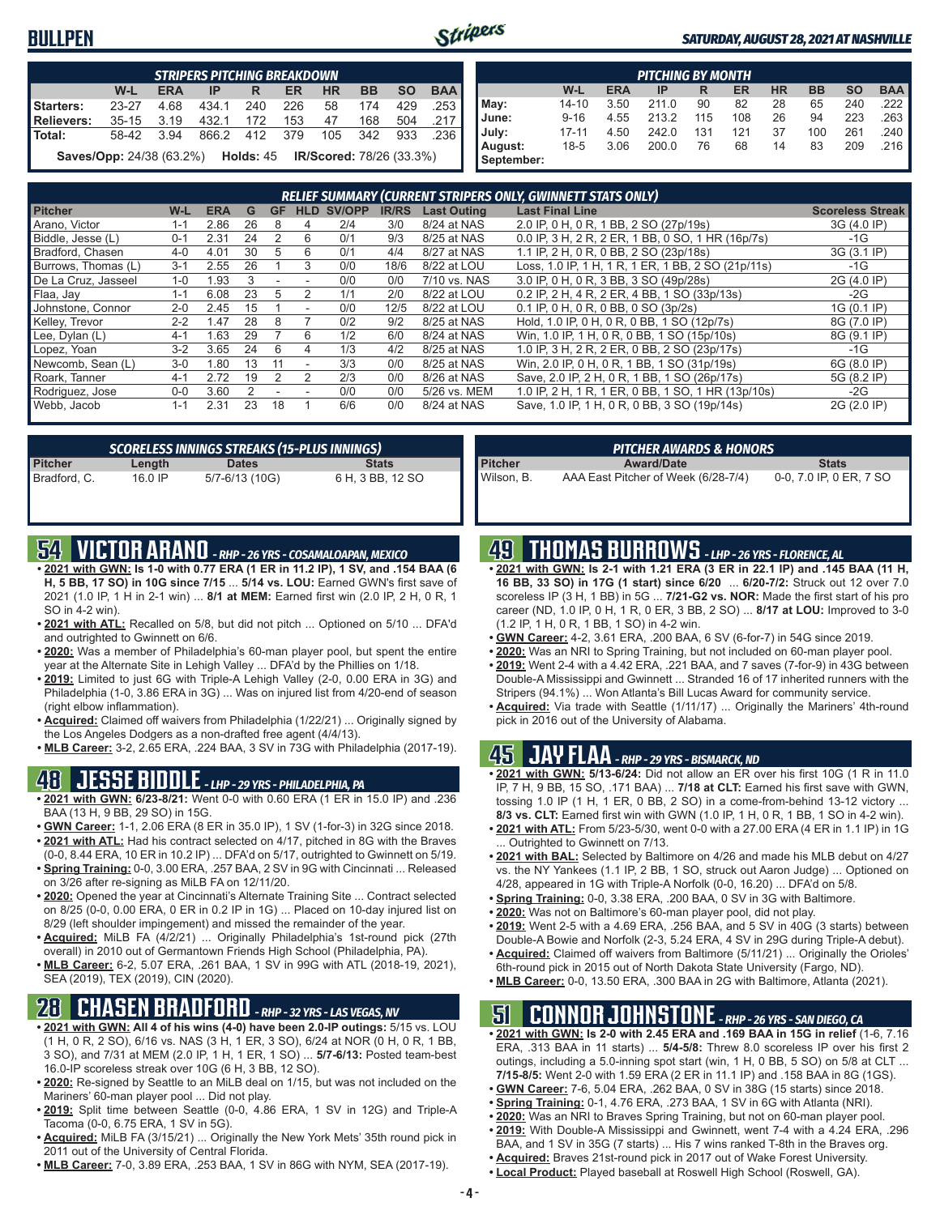# BULLPEN

*SATURDAY, AUGUST 28, 2021 AT NASHVILLE*

| STRIPERS PITCHING BREAKDOWN | | | | | | | | | |
|---|---|---|---|---|---|---|---|---|---|
| | W-L | ERA | IP | R | ER | HR | BB | SO | BAA |
| Starters: | 23-27 | 4.68 | 434.1 | 240 | 226 | 58 | 174 | 429 | .253 |
| Relievers: | 35-15 | 3.19 | 432.1 | 172 | 153 | 47 | 168 | 504 | .217 |
| Total: | 58-42 | 3.94 | 866.2 | 412 | 379 | 105 | 342 | 933 | .236 |

**Saves/Opp:** 24/38 (63.2%) **Holds:** 45 **IR/Scored:** 78/26 (33.3%)

| PITCHING BY MONTH | | | | | | | | | |
|---|---|---|---|---|---|---|---|---|---|
| | W-L | ERA | IP | R | ER | HR | BB | SO | BAA |
| May: | 14-10 | 3.50 | 211.0 | 90 | 82 | 28 | 65 | 240 | .222 |
| June: | 9-16 | 4.55 | 213.2 | 115 | 108 | 26 | 94 | 223 | .263 |
| July: | 17-11 | 4.50 | 242.0 | 131 | 121 | 37 | 100 | 261 | .240 |
| August: | 18-5 | 3.06 | 200.0 | 76 | 68 | 14 | 83 | 209 | .216 |
| September: | | | | | | | | | |

| RELIEF SUMMARY (CURRENT STRIPERS ONLY, GWINNETT STATS ONLY) | | | | | | | | | | |
|---|---|---|---|---|---|---|---|---|---|---|
| Pitcher | W-L | ERA | G | GF | HLD | SV/OPP | IR/RS | Last Outing | Last Final Line | Scoreless Streak |
| Arano, Victor | 1-1 | 2.86 | 26 | 8 | 4 | 2/4 | 3/0 | 8/24 at NAS | 2.0 IP, 0 H, 0 R, 1 BB, 2 SO (27p/19s) | 3G (4.0 IP) |
| Biddle, Jesse (L) | 0-1 | 2.31 | 24 | 2 | 6 | 0/1 | 9/3 | 8/25 at NAS | 0.0 IP, 3 H, 2 R, 2 ER, 1 BB, 0 SO, 1 HR (16p/7s) | -1G |
| Bradford, Chasen | 4-0 | 4.01 | 30 | 5 | 6 | 0/1 | 4/4 | 8/27 at NAS | 1.1 IP, 2 H, 0 R, 0 BB, 2 SO (23p/18s) | 3G (3.1 IP) |
| Burrows, Thomas (L) | 3-1 | 2.55 | 26 | 1 | 3 | 0/0 | 18/6 | 8/22 at LOU | Loss, 1.0 IP, 1 H, 1 R, 1 ER, 1 BB, 2 SO (21p/11s) | -1G |
| De La Cruz, Jasseel | 1-0 | 1.93 | 3 | - | - | 0/0 | 0/0 | 7/10 vs. NAS | 3.0 IP, 0 H, 0 R, 3 BB, 3 SO (49p/28s) | 2G (4.0 IP) |
| Flaa, Jay | 1-1 | 6.08 | 23 | 5 | 2 | 1/1 | 2/0 | 8/22 at LOU | 0.2 IP, 2 H, 4 R, 2 ER, 4 BB, 1 SO (33p/13s) | -2G |
| Johnstone, Connor | 2-0 | 2.45 | 15 | 1 | - | 0/0 | 12/5 | 8/22 at LOU | 0.1 IP, 0 H, 0 R, 0 BB, 0 SO (3p/2s) | 1G (0.1 IP) |
| Kelley, Trevor | 2-2 | 1.47 | 28 | 8 | 7 | 0/2 | 9/2 | 8/25 at NAS | Hold, 1.0 IP, 0 H, 0 R, 0 BB, 1 SO (12p/7s) | 8G (7.0 IP) |
| Lee, Dylan (L) | 4-1 | 1.63 | 29 | 7 | 6 | 1/2 | 6/0 | 8/24 at NAS | Win, 1.0 IP, 1 H, 0 R, 0 BB, 1 SO (15p/10s) | 8G (9.1 IP) |
| Lopez, Yoan | 3-2 | 3.65 | 24 | 6 | 4 | 1/3 | 4/2 | 8/25 at NAS | 1.0 IP, 3 H, 2 R, 2 ER, 0 BB, 2 SO (23p/17s) | -1G |
| Newcomb, Sean (L) | 3-0 | 1.80 | 13 | 11 | - | 3/3 | 0/0 | 8/25 at NAS | Win, 2.0 IP, 0 H, 0 R, 1 BB, 1 SO (31p/19s) | 6G (8.0 IP) |
| Roark, Tanner | 4-1 | 2.72 | 19 | 2 | 2 | 2/3 | 0/0 | 8/26 at NAS | Save, 2.0 IP, 2 H, 0 R, 1 BB, 1 SO (26p/17s) | 5G (8.2 IP) |
| Rodriguez, Jose | 0-0 | 3.60 | 2 | - | - | 0/0 | 0/0 | 5/26 vs. MEM | 1.0 IP, 2 H, 1 R, 1 ER, 0 BB, 1 SO, 1 HR (13p/10s) | -2G |
| Webb, Jacob | 1-1 | 2.31 | 23 | 18 | 1 | 6/6 | 0/0 | 8/24 at NAS | Save, 1.0 IP, 1 H, 0 R, 0 BB, 3 SO (19p/14s) | 2G (2.0 IP) |

| SCORELESS INNINGS STREAKS (15-PLUS INNINGS) | | | |
|---|---|---|---|
| Pitcher | Length | Dates | Stats |
| Bradford, C. | 16.0 IP | 5/7-6/13 (10G) | 6 H, 3 BB, 12 SO |

| PITCHER AWARDS & HONORS | | |
|---|---|---|
| Pitcher | Award/Date | Stats |
| Wilson, B. | AAA East Pitcher of Week (6/28-7/4) | 0-0, 7.0 IP, 0 ER, 7 SO |

## 54 VICTOR ARANO - RHP - 26 YRS - COSAMALOAPAN, MEXICO

- **2021 with GWN: Is 1-0 with 0.77 ERA (1 ER in 11.2 IP), 1 SV, and .154 BAA (6 H, 5 BB, 17 SO) in 10G since 7/15** ... **5/14 vs. LOU:** Earned GWN's first save of 2021 (1.0 IP, 1 H in 2-1 win) ... **8/1 at MEM:** Earned first win (2.0 IP, 2 H, 0 R, 1 SO in 4-2 win).
- **2021 with ATL:** Recalled on 5/8, but did not pitch ... Optioned on 5/10 ... DFA'd and outrighted to Gwinnett on 6/6.
- **2020:** Was a member of Philadelphia's 60-man player pool, but spent the entire year at the Alternate Site in Lehigh Valley ... DFA'd by the Phillies on 1/18.
- **2019:** Limited to just 6G with Triple-A Lehigh Valley (2-0, 0.00 ERA in 3G) and Philadelphia (1-0, 3.86 ERA in 3G) ... Was on injured list from 4/20-end of season (right elbow inflammation).
- **Acquired:** Claimed off waivers from Philadelphia (1/22/21) ... Originally signed by the Los Angeles Dodgers as a non-drafted free agent (4/4/13).
- **MLB Career:** 3-2, 2.65 ERA, .224 BAA, 3 SV in 73G with Philadelphia (2017-19).

## 48 JESSE BIDDLE - LHP - 29 YRS - PHILADELPHIA, PA

- **2021 with GWN: 6/23-8/21:** Went 0-0 with 0.60 ERA (1 ER in 15.0 IP) and .236 BAA (13 H, 9 BB, 29 SO) in 15G.
- **GWN Career:** 1-1, 2.06 ERA (8 ER in 35.0 IP), 1 SV (1-for-3) in 32G since 2018.
- **2021 with ATL:** Had his contract selected on 4/17, pitched in 8G with the Braves (0-0, 8.44 ERA, 10 ER in 10.2 IP) ... DFA'd on 5/17, outrighted to Gwinnett on 5/19.
- **Spring Training:** 0-0, 3.00 ERA, .257 BAA, 2 SV in 9G with Cincinnati ... Released on 3/26 after re-signing as MiLB FA on 12/11/20.
- **2020:** Opened the year at Cincinnati's Alternate Training Site ... Contract selected on 8/25 (0-0, 0.00 ERA, 0 ER in 0.2 IP in 1G) ... Placed on 10-day injured list on 8/29 (left shoulder impingement) and missed the remainder of the year.
- **Acquired:** MiLB FA (4/2/21) ... Originally Philadelphia's 1st-round pick (27th overall) in 2010 out of Germantown Friends High School (Philadelphia, PA).
- **MLB Career:** 6-2, 5.07 ERA, .261 BAA, 1 SV in 99G with ATL (2018-19, 2021), SEA (2019), TEX (2019), CIN (2020).

## 28 CHASEN BRADFORD - RHP - 32 YRS - LAS VEGAS, NV

- **2021 with GWN: All 4 of his wins (4-0) have been 2.0-IP outings:** 5/15 vs. LOU (1 H, 0 R, 2 SO), 6/16 vs. NAS (3 H, 1 ER, 3 SO), 6/24 at NOR (0 H, 0 R, 1 BB, 3 SO), and 7/31 at MEM (2.0 IP, 1 H, 1 ER, 1 SO) ... **5/7-6/13:** Posted team-best 16.0-IP scoreless streak over 10G (6 H, 3 BB, 12 SO).
- **2020:** Re-signed by Seattle to an MiLB deal on 1/15, but was not included on the Mariners' 60-man player pool ... Did not play.
- **2019:** Split time between Seattle (0-0, 4.86 ERA, 1 SV in 12G) and Triple-A Tacoma (0-0, 6.75 ERA, 1 SV in 5G).
- **Acquired:** MiLB FA (3/15/21) ... Originally the New York Mets' 35th round pick in 2011 out of the University of Central Florida.
- **MLB Career:** 7-0, 3.89 ERA, .253 BAA, 1 SV in 86G with NYM, SEA (2017-19).

## 49 THOMAS BURROWS - LHP - 26 YRS - FLORENCE, AL

- **2021 with GWN: Is 2-1 with 1.21 ERA (3 ER in 22.1 IP) and .145 BAA (11 H, 16 BB, 33 SO) in 17G (1 start) since 6/20** ... **6/20-7/2:** Struck out 12 over 7.0 scoreless IP (3 H, 1 BB) in 5G ... **7/21-G2 vs. NOR:** Made the first start of his pro career (ND, 1.0 IP, 0 H, 1 R, 0 ER, 3 BB, 2 SO) ... **8/17 at LOU:** Improved to 3-0 (1.2 IP, 1 H, 0 R, 1 BB, 1 SO) in 4-2 win.
- **GWN Career:** 4-2, 3.61 ERA, .200 BAA, 6 SV (6-for-7) in 54G since 2019.
- **2020:** Was an NRI to Spring Training, but not included on 60-man player pool.
- **2019:** Went 2-4 with a 4.42 ERA, .221 BAA, and 7 saves (7-for-9) in 43G between Double-A Mississippi and Gwinnett ... Stranded 16 of 17 inherited runners with the Stripers (94.1%) ... Won Atlanta's Bill Lucas Award for community service.
- **Acquired:** Via trade with Seattle (1/11/17) ... Originally the Mariners' 4th-round pick in 2016 out of the University of Alabama.

## 45 JAY FLAA - RHP - 29 YRS - BISMARCK, ND

- **2021 with GWN: 5/13-6/24:** Did not allow an ER over his first 10G (1 R in 11.0 IP, 7 H, 9 BB, 15 SO, .171 BAA) ... **7/18 at CLT:** Earned his first save with GWN, tossing 1.0 IP (1 H, 1 ER, 0 BB, 2 SO) in a come-from-behind 13-12 victory ... **8/3 vs. CLT:** Earned first win with GWN (1.0 IP, 1 H, 0 R, 1 BB, 1 SO in 4-2 win).
- **2021 with ATL:** From 5/23-5/30, went 0-0 with a 27.00 ERA (4 ER in 1.1 IP) in 1G ... Outrighted to Gwinnett on 7/13.
- **2021 with BAL:** Selected by Baltimore on 4/26 and made his MLB debut on 4/27 vs. the NY Yankees (1.1 IP, 2 BB, 1 SO, struck out Aaron Judge) ... Optioned on 4/28, appeared in 1G with Triple-A Norfolk (0-0, 16.20) ... DFA'd on 5/8.
- **Spring Training:** 0-0, 3.38 ERA, .200 BAA, 0 SV in 3G with Baltimore.
- **2020:** Was not on Baltimore's 60-man player pool, did not play.
- **2019:** Went 2-5 with a 4.69 ERA, .256 BAA, and 5 SV in 40G (3 starts) between Double-A Bowie and Norfolk (2-3, 5.24 ERA, 4 SV in 29G during Triple-A debut).
- **Acquired:** Claimed off waivers from Baltimore (5/11/21) ... Originally the Orioles' 6th-round pick in 2015 out of North Dakota State University (Fargo, ND).
- **MLB Career:** 0-0, 13.50 ERA, .300 BAA in 2G with Baltimore, Atlanta (2021).

## 51 CONNOR JOHNSTONE - RHP - 26 YRS - SAN DIEGO, CA

- **2021 with GWN: Is 2-0 with 2.45 ERA and .169 BAA in 15G in relief** (1-6, 7.16 ERA, .313 BAA in 11 starts) ... **5/4-5/8:** Threw 8.0 scoreless IP over his first 2 outings, including a 5.0-inning spot start (win, 1 H, 0 BB, 5 SO) on 5/8 at CLT ... **7/15-8/5:** Went 2-0 with 1.59 ERA (2 ER in 11.1 IP) and .158 BAA in 8G (1GS).
- **GWN Career:** 7-6, 5.04 ERA, .262 BAA, 0 SV in 38G (15 starts) since 2018.
- **Spring Training:** 0-1, 4.76 ERA, .273 BAA, 1 SV in 6G with Atlanta (NRI).
- **2020:** Was an NRI to Braves Spring Training, but not on 60-man player pool.
- **2019:** With Double-A Mississippi and Gwinnett, went 7-4 with a 4.24 ERA, .296 BAA, and 1 SV in 35G (7 starts) ... His 7 wins ranked T-8th in the Braves org.
- **Acquired:** Braves 21st-round pick in 2017 out of Wake Forest University.
- **Local Product:** Played baseball at Roswell High School (Roswell, GA).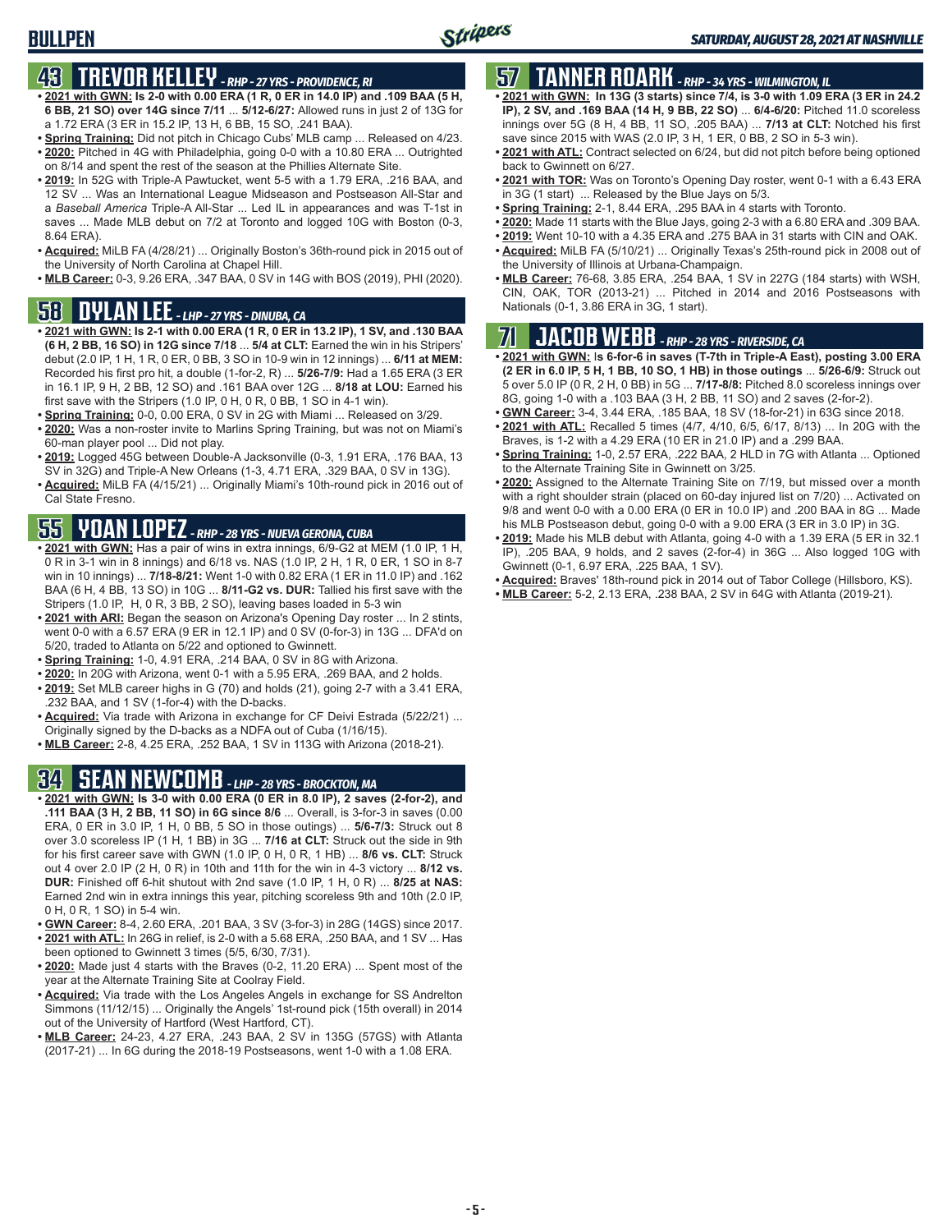# BULLPEN

*SATURDAY, AUGUST 28, 2021 AT NASHVILLE*

## 43 TREVOR KELLEY - *RHP - 27 YRS - PROVIDENCE, RI*

- **2021 with GWN: Is 2-0 with 0.00 ERA (1 R, 0 ER in 14.0 IP) and .109 BAA (5 H, 6 BB, 21 SO) over 14G since 7/11** ... **5/12-6/27:** Allowed runs in just 2 of 13G for a 1.72 ERA (3 ER in 15.2 IP, 13 H, 6 BB, 15 SO, .241 BAA).
- **Spring Training:** Did not pitch in Chicago Cubs' MLB camp ... Released on 4/23.
- **2020:** Pitched in 4G with Philadelphia, going 0-0 with a 10.80 ERA ... Outrighted on 8/14 and spent the rest of the season at the Phillies Alternate Site.
- **2019:** In 52G with Triple-A Pawtucket, went 5-5 with a 1.79 ERA, .216 BAA, and 12 SV ... Was an International League Midseason and Postseason All-Star and a *Baseball America* Triple-A All-Star ... Led IL in appearances and was T-1st in saves ... Made MLB debut on 7/2 at Toronto and logged 10G with Boston (0-3, 8.64 ERA).
- **Acquired:** MiLB FA (4/28/21) ... Originally Boston's 36th-round pick in 2015 out of the University of North Carolina at Chapel Hill.
- **MLB Career:** 0-3, 9.26 ERA, .347 BAA, 0 SV in 14G with BOS (2019), PHI (2020).

## 58 DYLAN LEE - *LHP - 27 YRS - DINUBA, CA*

- **2021 with GWN: Is 2-1 with 0.00 ERA (1 R, 0 ER in 13.2 IP), 1 SV, and .130 BAA (6 H, 2 BB, 16 SO) in 12G since 7/18** ... **5/4 at CLT:** Earned the win in his Stripers' debut (2.0 IP, 1 H, 1 R, 0 ER, 0 BB, 3 SO in 10-9 win in 12 innings) ... **6/11 at MEM:** Recorded his first pro hit, a double (1-for-2, R) ... **5/26-7/9:** Had a 1.65 ERA (3 ER in 16.1 IP, 9 H, 2 BB, 12 SO) and .161 BAA over 12G ... **8/18 at LOU:** Earned his first save with the Stripers (1.0 IP, 0 H, 0 R, 0 BB, 1 SO in 4-1 win).
- **Spring Training:** 0-0, 0.00 ERA, 0 SV in 2G with Miami ... Released on 3/29.
- **2020:** Was a non-roster invite to Marlins Spring Training, but was not on Miami's 60-man player pool ... Did not play.
- **2019:** Logged 45G between Double-A Jacksonville (0-3, 1.91 ERA, .176 BAA, 13 SV in 32G) and Triple-A New Orleans (1-3, 4.71 ERA, .329 BAA, 0 SV in 13G).
- **Acquired:** MiLB FA (4/15/21) ... Originally Miami's 10th-round pick in 2016 out of Cal State Fresno.

## 55 YOAN LOPEZ - *RHP - 28 YRS - NUEVA GERONA, CUBA*

- **2021 with GWN:** Has a pair of wins in extra innings, 6/9-G2 at MEM (1.0 IP, 1 H, 0 R in 3-1 win in 8 innings) and 6/18 vs. NAS (1.0 IP, 2 H, 1 R, 0 ER, 1 SO in 8-7 win in 10 innings) ... **7/18-8/21:** Went 1-0 with 0.82 ERA (1 ER in 11.0 IP) and .162 BAA (6 H, 4 BB, 13 SO) in 10G ... **8/11-G2 vs. DUR:** Tallied his first save with the Stripers (1.0 IP, H, 0 R, 3 BB, 2 SO), leaving bases loaded in 5-3 win
- **2021 with ARI:** Began the season on Arizona's Opening Day roster ... In 2 stints, went 0-0 with a 6.57 ERA (9 ER in 12.1 IP) and 0 SV (0-for-3) in 13G ... DFA'd on 5/20, traded to Atlanta on 5/22 and optioned to Gwinnett.
- **Spring Training:** 1-0, 4.91 ERA, .214 BAA, 0 SV in 8G with Arizona.
- **2020:** In 20G with Arizona, went 0-1 with a 5.95 ERA, .269 BAA, and 2 holds.
- **2019:** Set MLB career highs in G (70) and holds (21), going 2-7 with a 3.41 ERA, .232 BAA, and 1 SV (1-for-4) with the D-backs.
- **Acquired:** Via trade with Arizona in exchange for CF Deivi Estrada (5/22/21) ... Originally signed by the D-backs as a NDFA out of Cuba (1/16/15).
- **MLB Career:** 2-8, 4.25 ERA, .252 BAA, 1 SV in 113G with Arizona (2018-21).

## 34 SEAN NEWCOMB - *LHP - 28 YRS - BROCKTON, MA*

- **2021 with GWN: Is 3-0 with 0.00 ERA (0 ER in 8.0 IP), 2 saves (2-for-2), and .111 BAA (3 H, 2 BB, 11 SO) in 6G since 8/6** ... Overall, is 3-for-3 in saves (0.00 ERA, 0 ER in 3.0 IP, 1 H, 0 BB, 5 SO in those outings) ... **5/6-7/3:** Struck out 8 over 3.0 scoreless IP (1 H, 1 BB) in 3G ... **7/16 at CLT:** Struck out the side in 9th for his first career save with GWN (1.0 IP, 0 H, 0 R, 1 HB) ... **8/6 vs. CLT:** Struck out 4 over 2.0 IP (2 H, 0 R) in 10th and 11th for the win in 4-3 victory ... **8/12 vs. DUR:** Finished off 6-hit shutout with 2nd save (1.0 IP, 1 H, 0 R) ... **8/25 at NAS:** Earned 2nd win in extra innings this year, pitching scoreless 9th and 10th (2.0 IP, 0 H, 0 R, 1 SO) in 5-4 win.
- **GWN Career:** 8-4, 2.60 ERA, .201 BAA, 3 SV (3-for-3) in 28G (14GS) since 2017.
- **2021 with ATL:** In 26G in relief, is 2-0 with a 5.68 ERA, .250 BAA, and 1 SV ... Has been optioned to Gwinnett 3 times (5/5, 6/30, 7/31).
- **2020:** Made just 4 starts with the Braves (0-2, 11.20 ERA) ... Spent most of the year at the Alternate Training Site at Coolray Field.
- **Acquired:** Via trade with the Los Angeles Angels in exchange for SS Andrelton Simmons (11/12/15) ... Originally the Angels' 1st-round pick (15th overall) in 2014 out of the University of Hartford (West Hartford, CT).
- **MLB Career:** 24-23, 4.27 ERA, .243 BAA, 2 SV in 135G (57GS) with Atlanta (2017-21) ... In 6G during the 2018-19 Postseasons, went 1-0 with a 1.08 ERA.

## 57 TANNER ROARK - *RHP - 34 YRS - WILMINGTON, IL*

- **2021 with GWN: In 13G (3 starts) since 7/4, is 3-0 with 1.09 ERA (3 ER in 24.2 IP), 2 SV, and .169 BAA (14 H, 9 BB, 22 SO)** ... **6/4-6/20:** Pitched 11.0 scoreless innings over 5G (8 H, 4 BB, 11 SO, .205 BAA) ... **7/13 at CLT:** Notched his first save since 2015 with WAS (2.0 IP, 3 H, 1 ER, 0 BB, 2 SO in 5-3 win).
- **2021 with ATL:** Contract selected on 6/24, but did not pitch before being optioned back to Gwinnett on 6/27.
- **2021 with TOR:** Was on Toronto's Opening Day roster, went 0-1 with a 6.43 ERA in 3G (1 start) ... Released by the Blue Jays on 5/3.
- **Spring Training:** 2-1, 8.44 ERA, .295 BAA in 4 starts with Toronto.
- **2020:** Made 11 starts with the Blue Jays, going 2-3 with a 6.80 ERA and .309 BAA.
- **2019:** Went 10-10 with a 4.35 ERA and .275 BAA in 31 starts with CIN and OAK.
- **Acquired:** MiLB FA (5/10/21) ... Originally Texas's 25th-round pick in 2008 out of the University of Illinois at Urbana-Champaign.
- **MLB Career:** 76-68, 3.85 ERA, .254 BAA, 1 SV in 227G (184 starts) with WSH, CIN, OAK, TOR (2013-21) ... Pitched in 2014 and 2016 Postseasons with Nationals (0-1, 3.86 ERA in 3G, 1 start).

## 71 JACOB WEBB - *RHP - 28 YRS - RIVERSIDE, CA*

- **2021 with GWN:** I**s 6-for-6 in saves (T-7th in Triple-A East), posting 3.00 ERA (2 ER in 6.0 IP, 5 H, 1 BB, 10 SO, 1 HB) in those outings** ... **5/26-6/9:** Struck out 5 over 5.0 IP (0 R, 2 H, 0 BB) in 5G ... **7/17-8/8:** Pitched 8.0 scoreless innings over 8G, going 1-0 with a .103 BAA (3 H, 2 BB, 11 SO) and 2 saves (2-for-2).
- **GWN Career:** 3-4, 3.44 ERA, .185 BAA, 18 SV (18-for-21) in 63G since 2018.
- **2021 with ATL:** Recalled 5 times (4/7, 4/10, 6/5, 6/17, 8/13) ... In 20G with the Braves, is 1-2 with a 4.29 ERA (10 ER in 21.0 IP) and a .299 BAA.
- **Spring Training:** 1-0, 2.57 ERA, .222 BAA, 2 HLD in 7G with Atlanta ... Optioned to the Alternate Training Site in Gwinnett on 3/25.
- **2020:** Assigned to the Alternate Training Site on 7/19, but missed over a month with a right shoulder strain (placed on 60-day injured list on 7/20) ... Activated on 9/8 and went 0-0 with a 0.00 ERA (0 ER in 10.0 IP) and .200 BAA in 8G ... Made his MLB Postseason debut, going 0-0 with a 9.00 ERA (3 ER in 3.0 IP) in 3G.
- **2019:** Made his MLB debut with Atlanta, going 4-0 with a 1.39 ERA (5 ER in 32.1 IP), .205 BAA, 9 holds, and 2 saves (2-for-4) in 36G ... Also logged 10G with Gwinnett (0-1, 6.97 ERA, .225 BAA, 1 SV).
- **Acquired:** Braves' 18th-round pick in 2014 out of Tabor College (Hillsboro, KS).
- **MLB Career:** 5-2, 2.13 ERA, .238 BAA, 2 SV in 64G with Atlanta (2019-21).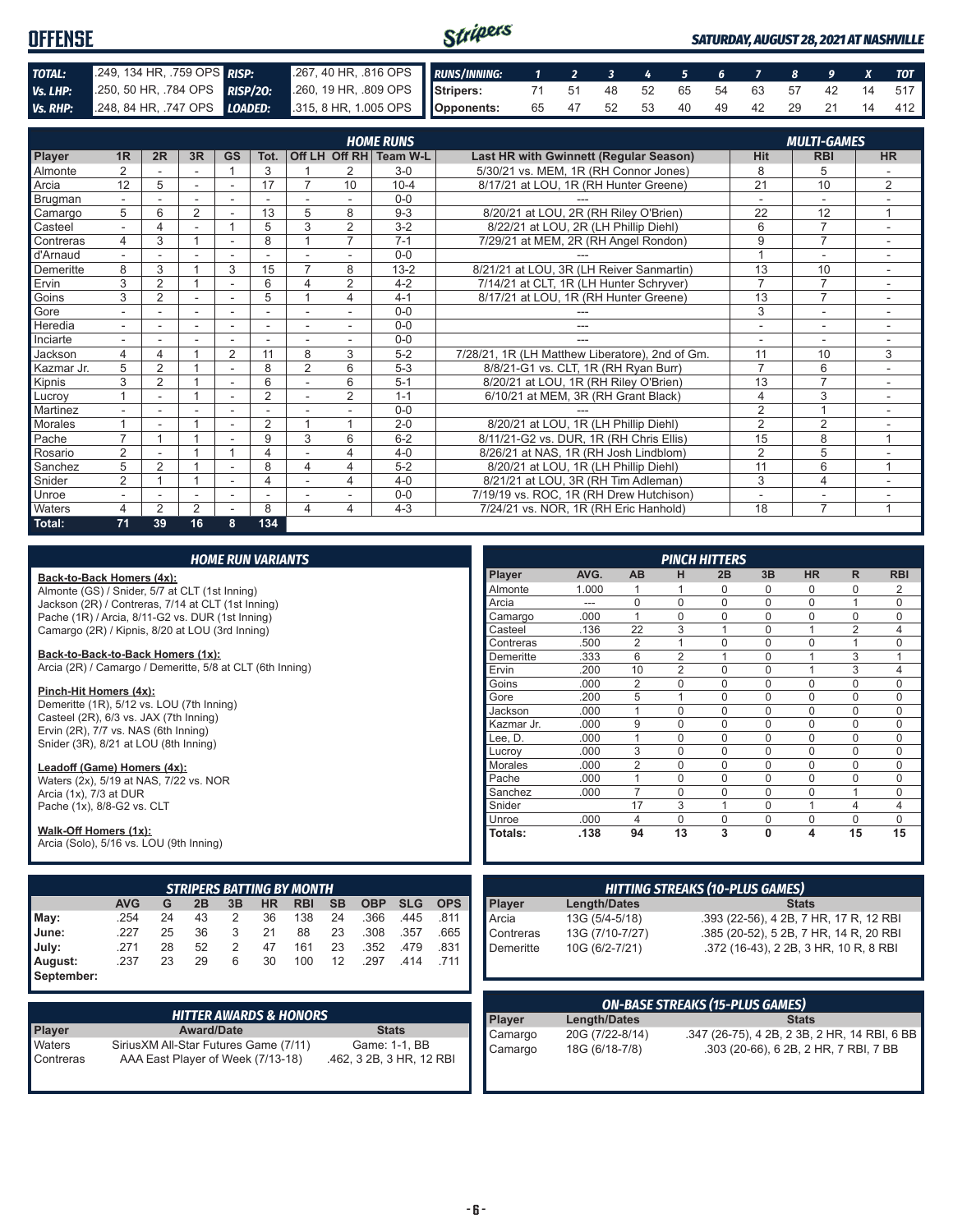# OFFENSE

*SATURDAY, AUGUST 28, 2021 AT NASHVILLE*

| | | | |
|---|---|---|---|
| **TOTAL:** | .249, 134 HR, .759 OPS | **RISP:** | .267, 40 HR, .816 OPS |
| **Vs. LHP:** | .250, 50 HR, .784 OPS | **RISP/2O:** | .260, 19 HR, .809 OPS |
| **Vs. RHP:** | .248, 84 HR, .747 OPS | **LOADED:** | .315, 8 HR, 1.005 OPS |

| RUNS/INNING: | 1 | 2 | 3 | 4 | 5 | 6 | 7 | 8 | 9 | X | TOT |
|---|---|---|---|---|---|---|---|---|---|---|---|
| Stripers: | 71 | 51 | 48 | 52 | 65 | 54 | 63 | 57 | 42 | 14 | 517 |
| Opponents: | 65 | 47 | 52 | 53 | 40 | 49 | 42 | 29 | 21 | 14 | 412 |

## HOME RUNS / MULTI-GAMES

| Player | 1R | 2R | 3R | GS | Tot. | Off LH | Off RH | Team W-L | Last HR with Gwinnett (Regular Season) | Hit | RBI | HR |
|---|---|---|---|---|---|---|---|---|---|---|---|---|
| Almonte | 2 | - | - | 1 | 3 | 1 | 2 | 3-0 | 5/30/21 vs. MEM, 1R (RH Connor Jones) | 8 | 5 | - |
| Arcia | 12 | 5 | - | - | 17 | 7 | 10 | 10-4 | 8/17/21 at LOU, 1R (RH Hunter Greene) | 21 | 10 | 2 |
| Brugman | - | - | - | - | - | - | - | 0-0 | --- | - | - | - |
| Camargo | 5 | 6 | 2 | - | 13 | 5 | 8 | 9-3 | 8/20/21 at LOU, 2R (RH Riley O'Brien) | 22 | 12 | 1 |
| Casteel | - | 4 | - | 1 | 5 | 3 | 2 | 3-2 | 8/22/21 at LOU, 2R (LH Phillip Diehl) | 6 | 7 | - |
| Contreras | 4 | 3 | 1 | - | 8 | 1 | 7 | 7-1 | 7/29/21 at MEM, 2R (RH Angel Rondon) | 9 | 7 | - |
| d'Arnaud | - | - | - | - | - | - | - | 0-0 | --- | 1 | - | - |
| Demeritte | 8 | 3 | 1 | 3 | 15 | 7 | 8 | 13-2 | 8/21/21 at LOU, 3R (LH Reiver Sanmartin) | 13 | 10 | - |
| Ervin | 3 | 2 | 1 | - | 6 | 4 | 2 | 4-2 | 7/14/21 at CLT, 1R (LH Hunter Schryver) | 7 | 7 | - |
| Goins | 3 | 2 | - | - | 5 | 1 | 4 | 4-1 | 8/17/21 at LOU, 1R (RH Hunter Greene) | 13 | 7 | - |
| Gore | - | - | - | - | - | - | - | 0-0 | --- | 3 | - | - |
| Heredia | - | - | - | - | - | - | - | 0-0 | --- | - | - | - |
| Inciarte | - | - | - | - | - | - | - | 0-0 | --- | - | - | - |
| Jackson | 4 | 4 | 1 | 2 | 11 | 8 | 3 | 5-2 | 7/28/21, 1R (LH Matthew Liberatore), 2nd of Gm. | 11 | 10 | 3 |
| Kazmar Jr. | 5 | 2 | 1 | - | 8 | 2 | 6 | 5-3 | 8/8/21-G1 vs. CLT, 1R (RH Ryan Burr) | 7 | 6 | - |
| Kipnis | 3 | 2 | 1 | - | 6 | - | 6 | 5-1 | 8/20/21 at LOU, 1R (RH Riley O'Brien) | 13 | 7 | - |
| Lucroy | 1 | - | 1 | - | 2 | - | 2 | 1-1 | 6/10/21 at MEM, 3R (RH Grant Black) | 4 | 3 | - |
| Martinez | - | - | - | - | - | - | - | 0-0 | --- | 2 | 1 | - |
| Morales | 1 | - | 1 | - | 2 | 1 | 1 | 2-0 | 8/20/21 at LOU, 1R (LH Phillip Diehl) | 2 | 2 | - |
| Pache | 7 | 1 | 1 | - | 9 | 3 | 6 | 6-2 | 8/11/21-G2 vs. DUR, 1R (RH Chris Ellis) | 15 | 8 | 1 |
| Rosario | 2 | - | 1 | 1 | 4 | - | 4 | 4-0 | 8/26/21 at NAS, 1R (RH Josh Lindblom) | 2 | 5 | - |
| Sanchez | 5 | 2 | 1 | - | 8 | 4 | 4 | 5-2 | 8/20/21 at LOU, 1R (LH Phillip Diehl) | 11 | 6 | 1 |
| Snider | 2 | 1 | 1 | - | 4 | - | 4 | 4-0 | 8/21/21 at LOU, 3R (RH Tim Adleman) | 3 | 4 | - |
| Unroe | - | - | - | - | - | - | - | 0-0 | 7/19/19 vs. ROC, 1R (RH Drew Hutchison) | - | - | - |
| Waters | 4 | 2 | 2 | - | 8 | 4 | 4 | 4-3 | 7/24/21 vs. NOR, 1R (RH Eric Hanhold) | 18 | 7 | 1 |
| **Total:** | **71** | **39** | **16** | **8** | **134** | | | | | | | |

## HOME RUN VARIANTS

**Back-to-Back Homers (4x):**
Almonte (GS) / Snider, 5/7 at CLT (1st Inning)
Jackson (2R) / Contreras, 7/14 at CLT (1st Inning)
Pache (1R) / Arcia, 8/11-G2 vs. DUR (1st Inning)
Camargo (2R) / Kipnis, 8/20 at LOU (3rd Inning)

**Back-to-Back-to-Back Homers (1x):**
Arcia (2R) / Camargo / Demeritte, 5/8 at CLT (6th Inning)

**Pinch-Hit Homers (4x):**
Demeritte (1R), 5/12 vs. LOU (7th Inning)
Casteel (2R), 6/3 vs. JAX (7th Inning)
Ervin (2R), 7/7 vs. NAS (6th Inning)
Snider (3R), 8/21 at LOU (8th Inning)

**Leadoff (Game) Homers (4x):**
Waters (2x), 5/19 at NAS, 7/22 vs. NOR
Arcia (1x), 7/3 at DUR
Pache (1x), 8/8-G2 vs. CLT

**Walk-Off Homers (1x):**
Arcia (Solo), 5/16 vs. LOU (9th Inning)

## PINCH HITTERS

| Player | AVG. | AB | H | 2B | 3B | HR | R | RBI |
|---|---|---|---|---|---|---|---|---|
| Almonte | 1.000 | 1 | 1 | 0 | 0 | 0 | 0 | 2 |
| Arcia | --- | 0 | 0 | 0 | 0 | 0 | 1 | 0 |
| Camargo | .000 | 1 | 0 | 0 | 0 | 0 | 0 | 0 |
| Casteel | .136 | 22 | 3 | 1 | 0 | 1 | 2 | 4 |
| Contreras | .500 | 2 | 1 | 0 | 0 | 0 | 1 | 0 |
| Demeritte | .333 | 6 | 2 | 1 | 0 | 1 | 3 | 1 |
| Ervin | .200 | 10 | 2 | 0 | 0 | 1 | 3 | 4 |
| Goins | .000 | 2 | 0 | 0 | 0 | 0 | 0 | 0 |
| Gore | .200 | 5 | 1 | 0 | 0 | 0 | 0 | 0 |
| Jackson | .000 | 1 | 0 | 0 | 0 | 0 | 0 | 0 |
| Kazmar Jr. | .000 | 9 | 0 | 0 | 0 | 0 | 0 | 0 |
| Lee, D. | .000 | 1 | 0 | 0 | 0 | 0 | 0 | 0 |
| Lucroy | .000 | 3 | 0 | 0 | 0 | 0 | 0 | 0 |
| Morales | .000 | 2 | 0 | 0 | 0 | 0 | 0 | 0 |
| Pache | .000 | 1 | 0 | 0 | 0 | 0 | 0 | 0 |
| Sanchez | .000 | 7 | 0 | 0 | 0 | 0 | 1 | 0 |
| Snider | | 17 | 3 | 1 | 0 | 1 | 4 | 4 |
| Unroe | .000 | 4 | 0 | 0 | 0 | 0 | 0 | 0 |
| **Totals:** | **.138** | **94** | **13** | **3** | **0** | **4** | **15** | **15** |

## STRIPERS BATTING BY MONTH

| | AVG | G | 2B | 3B | HR | RBI | SB | OBP | SLG | OPS |
|---|---|---|---|---|---|---|---|---|---|---|
| **May:** | .254 | 24 | 43 | 2 | 36 | 138 | 24 | .366 | .445 | .811 |
| **June:** | .227 | 25 | 36 | 3 | 21 | 88 | 23 | .308 | .357 | .665 |
| **July:** | .271 | 28 | 52 | 2 | 47 | 161 | 23 | .352 | .479 | .831 |
| **August:** | .237 | 23 | 29 | 6 | 30 | 100 | 12 | .297 | .414 | .711 |
| **September:** | | | | | | | | | | |

## HITTING STREAKS (10-PLUS GAMES)

| Player | Length/Dates | Stats |
|---|---|---|
| Arcia | 13G (5/4-5/18) | .393 (22-56), 4 2B, 7 HR, 17 R, 12 RBI |
| Contreras | 13G (7/10-7/27) | .385 (20-52), 5 2B, 7 HR, 14 R, 20 RBI |
| Demeritte | 10G (6/2-7/21) | .372 (16-43), 2 2B, 3 HR, 10 R, 8 RBI |

## HITTER AWARDS & HONORS

| Player | Award/Date | Stats |
|---|---|---|
| Waters | SiriusXM All-Star Futures Game (7/11) | Game: 1-1, BB |
| Contreras | AAA East Player of Week (7/13-18) | .462, 3 2B, 3 HR, 12 RBI |

## ON-BASE STREAKS (15-PLUS GAMES)

| Player | Length/Dates | Stats |
|---|---|---|
| Camargo | 20G (7/22-8/14) | .347 (26-75), 4 2B, 2 3B, 2 HR, 14 RBI, 6 BB |
| Camargo | 18G (6/18-7/8) | .303 (20-66), 6 2B, 2 HR, 7 RBI, 7 BB |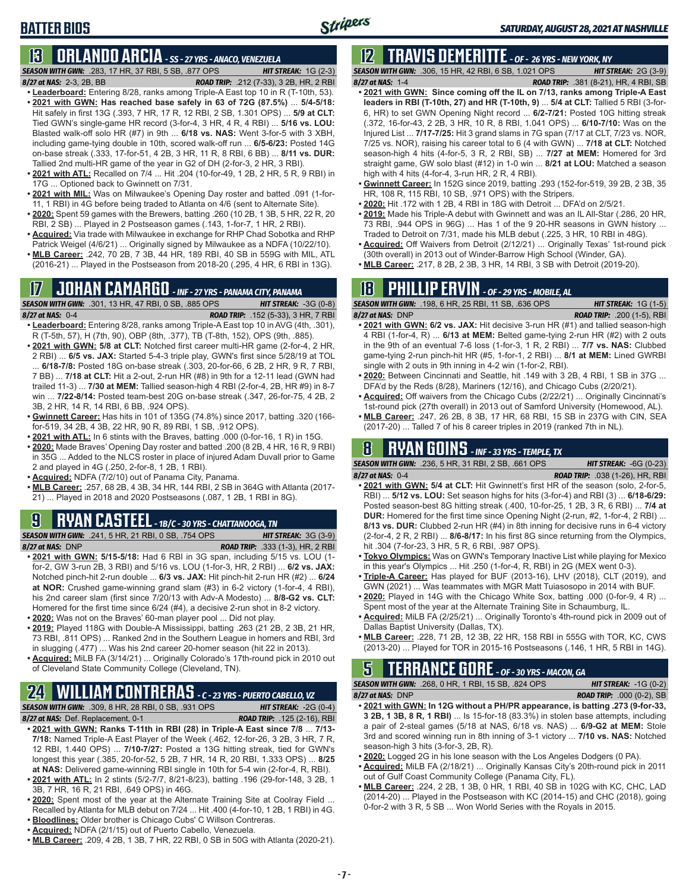# BATTER BIOS

*SATURDAY, AUGUST 28, 2021 AT NASHVILLE*

## 13 ORLANDO ARCIA - SS - 27 YRS - ANACO, VENEZUELA

***SEASON WITH GWN:*** .283, 17 HR, 37 RBI, 5 SB, .877 OPS — ***HIT STREAK:*** 1G (2-3)
***8/27 at NAS:*** 2-3, 2B, BB — ***ROAD TRIP:*** .212 (7-33), 3 2B, HR, 2 RBI

- **Leaderboard:** Entering 8/28, ranks among Triple-A East top 10 in R (T-10th, 53).
- **2021 with GWN: Has reached base safely in 63 of 72G (87.5%)** ... **5/4-5/18:** Hit safely in first 13G (.393, 7 HR, 17 R, 12 RBI, 2 SB, 1.301 OPS) ... **5/9 at CLT:** Tied GWN's single-game HR record (3-for-4, 3 HR, 4 R, 4 RBI) ... **5/16 vs. LOU:** Blasted walk-off solo HR (#7) in 9th ... **6/18 vs. NAS:** Went 3-for-5 with 3 XBH, including game-tying double in 10th, scored walk-off run ... **6/5-6/23:** Posted 14G on-base streak (.333, 17-for-51, 4 2B, 3 HR, 11 R, 8 RBI, 6 BB) ... **8/11 vs. DUR:** Tallied 2nd multi-HR game of the year in G2 of DH (2-for-3, 2 HR, 3 RBI).
- **2021 with ATL:** Recalled on 7/4 ... Hit .204 (10-for-49, 1 2B, 2 HR, 5 R, 9 RBI) in 17G ... Optioned back to Gwinnett on 7/31.
- **2021 with MIL:** Was on Milwaukee's Opening Day roster and batted .091 (1-for-11, 1 RBI) in 4G before being traded to Atlanta on 4/6 (sent to Alternate Site).
- **2020:** Spent 59 games with the Brewers, batting .260 (10 2B, 1 3B, 5 HR, 22 R, 20 RBI, 2 SB) ... Played in 2 Postseason games (.143, 1-for-7, 1 HR, 2 RBI).
- **Acquired:** Via trade with Milwaukee in exchange for RHP Chad Sobotka and RHP Patrick Weigel (4/6/21) ... Originally signed by Milwaukee as a NDFA (10/22/10).
- **MLB Career:** .242, 70 2B, 7 3B, 44 HR, 189 RBI, 40 SB in 559G with MIL, ATL (2016-21) ... Played in the Postseason from 2018-20 (.295, 4 HR, 6 RBI in 13G).

## 17 JOHAN CAMARGO - INF - 27 YRS - PANAMA CITY, PANAMA

***SEASON WITH GWN:*** .301, 13 HR, 47 RBI, 0 SB, .885 OPS — ***HIT STREAK:*** -3G (0-8)
***8/27 at NAS:*** 0-4 — ***ROAD TRIP:*** .152 (5-33), 3 HR, 7 RBI

- **Leaderboard:** Entering 8/28, ranks among Triple-A East top 10 in AVG (4th, .301), R (T-5th, 57), H (7th, 90), OBP (8th, .377), TB (T-8th, 152), OPS (9th, .885).
- **2021 with GWN:** **5/8 at CLT:** Notched first career multi-HR game (2-for-4, 2 HR, 2 RBI) ... **6/5 vs. JAX:** Started 5-4-3 triple play, GWN's first since 5/28/19 at TOL ... **6/18-7/8:** Posted 18G on-base streak (.303, 20-for-66, 6 2B, 2 HR, 9 R, 7 RBI, 7 BB) ... **7/18 at CLT:** Hit a 2-out, 2-run HR (#8) in 9th for a 12-11 lead (GWN had trailed 11-3) ... **7/30 at MEM:** Tallied season-high 4 RBI (2-for-4, 2B, HR #9) in 8-7 win ... **7/22-8/14:** Posted team-best 20G on-base streak (.347, 26-for-75, 4 2B, 2 3B, 2 HR, 14 R, 14 RBI, 6 BB, .924 OPS).
- **Gwinnett Career:** Has hits in 101 of 135G (74.8%) since 2017, batting .320 (166-for-519, 34 2B, 4 3B, 22 HR, 90 R, 89 RBI, 1 SB, .912 OPS).
- **2021 with ATL:** In 6 stints with the Braves, batting .000 (0-for-16, 1 R) in 15G.
- **2020:** Made Braves' Opening Day roster and batted .200 (8 2B, 4 HR, 16 R, 9 RBI) in 35G ... Added to the NLCS roster in place of injured Adam Duvall prior to Game 2 and played in 4G (.250, 2-for-8, 1 2B, 1 RBI).
- **Acquired:** NDFA (7/2/10) out of Panama City, Panama.
- **MLB Career:** .257, 68 2B, 4 3B, 34 HR, 144 RBI, 2 SB in 364G with Atlanta (2017-21) ... Played in 2018 and 2020 Postseasons (.087, 1 2B, 1 RBI in 8G).

## 9 RYAN CASTEEL - 1B/C - 30 YRS - CHATTANOOGA, TN

***SEASON WITH GWN:*** .241, 5 HR, 21 RBI, 0 SB, .754 OPS — ***HIT STREAK:*** 3G (3-9)
***8/27 at NAS:*** DNP — ***ROAD TRIP:*** .333 (1-3), HR, 2 RBI

- **2021 with GWN:** **5/15-5/18:** Had 6 RBI in 3G span, including 5/15 vs. LOU (1-for-2, GW 3-run 2B, 3 RBI) and 5/16 vs. LOU (1-for-3, HR, 2 RBI) ... **6/2 vs. JAX:** Notched pinch-hit 2-run double ... **6/3 vs. JAX:** Hit pinch-hit 2-run HR (#2) ... **6/24 at NOR:** Crushed game-winning grand slam (#3) in 6-2 victory (1-for-4, 4 RBI), his 2nd career slam (first since 7/20/13 with Adv-A Modesto) ... **8/8-G2 vs. CLT:** Homered for the first time since 6/24 (#4), a decisive 2-run shot in 8-2 victory.
- **2020:** Was not on the Braves' 60-man player pool ... Did not play.
- **2019:** Played 118G with Double-A Mississippi, batting .263 (21 2B, 2 3B, 21 HR, 73 RBI, .811 OPS) ... Ranked 2nd in the Southern League in homers and RBI, 3rd in slugging (.477) ... Was his 2nd career 20-homer season (hit 22 in 2013).
- **Acquired:** MiLB FA (3/14/21) ... Originally Colorado's 17th-round pick in 2010 out of Cleveland State Community College (Cleveland, TN).

## 24 WILLIAM CONTRERAS - C - 23 YRS - PUERTO CABELLO, VZ

***SEASON WITH GWN:*** .309, 8 HR, 28 RBI, 0 SB, .931 OPS — ***HIT STREAK:*** -2G (0-4)
***8/27 at NAS:*** Def. Replacement, 0-1 — ***ROAD TRIP:*** .125 (2-16), RBI

- **2021 with GWN: Ranks T-11th in RBI (28) in Triple-A East since 7/8** ... **7/13-7/18:** Named Triple-A East Player of the Week (.462, 12-for-26, 3 2B, 3 HR, 7 R, 12 RBI, 1.440 OPS) ... **7/10-7/27:** Posted a 13G hitting streak, tied for GWN's longest this year (.385, 20-for-52, 5 2B, 7 HR, 14 R, 20 RBI, 1.333 OPS) ... **8/25 at NAS:** Delivered game-winning RBI single in 10th for 5-4 win (2-for-4, R, RBI).
- **2021 with ATL:** In 2 stints (5/2-7/7, 8/21-8/23), batting .196 (29-for-148, 3 2B, 1 3B, 7 HR, 16 R, 21 RBI, .649 OPS) in 46G.
- **2020:** Spent most of the year at the Alternate Training Site at Coolray Field ... Recalled by Atlanta for MLB debut on 7/24 ... Hit .400 (4-for-10, 1 2B, 1 RBI) in 4G.
- **Bloodlines:** Older brother is Chicago Cubs' C Willson Contreras.
- **Acquired:** NDFA (2/1/15) out of Puerto Cabello, Venezuela.
- **MLB Career:** .209, 4 2B, 1 3B, 7 HR, 22 RBI, 0 SB in 50G with Atlanta (2020-21).

## 12 TRAVIS DEMERITTE - OF - 26 YRS - NEW YORK, NY

***SEASON WITH GWN:*** .306, 15 HR, 42 RBI, 6 SB, 1.021 OPS — ***HIT STREAK:*** 2G (3-9)
***8/27 at NAS:*** 1-4 — ***ROAD TRIP:*** .381 (8-21), HR, 4 RBI, SB

- **2021 with GWN: Since coming off the IL on 7/13, ranks among Triple-A East leaders in RBI (T-10th, 27) and HR (T-10th, 9)** ... **5/4 at CLT:** Tallied 5 RBI (3-for-6, HR) to set GWN Opening Night record ... **6/2-7/21:** Posted 10G hitting streak (.372, 16-for-43, 2 2B, 3 HR, 10 R, 8 RBI, 1.041 OPS) ... **6/10-7/10:** Was on the Injured List ... **7/17-7/25:** Hit 3 grand slams in 7G span (7/17 at CLT, 7/23 vs. NOR, 7/25 vs. NOR), raising his career total to 6 (4 with GWN) ... **7/18 at CLT:** Notched season-high 4 hits (4-for-5, 3 R, 2 RBI, SB) ... **7/27 at MEM:** Homered for 3rd straight game, GW solo blast (#12) in 1-0 win ... **8/21 at LOU:** Matched a season high with 4 hits (4-for-4, 3-run HR, 2 R, 4 RBI).
- **Gwinnett Career:** In 152G since 2019, batting .293 (152-for-519, 39 2B, 2 3B, 35 HR, 108 R, 115 RBI, 10 SB, .971 OPS) with the Stripers.
- **2020:** Hit .172 with 1 2B, 4 RBI in 18G with Detroit ... DFA'd on 2/5/21.
- **2019:** Made his Triple-A debut with Gwinnett and was an IL All-Star (.286, 20 HR, 73 RBI, .944 OPS in 96G) ... Has 1 of the 9 20-HR seasons in GWN history ... Traded to Detroit on 7/31, made his MLB debut (.225, 3 HR, 10 RBI in 48G).
- **Acquired:** Off Waivers from Detroit (2/12/21) ... Originally Texas' 1st-round pick (30th overall) in 2013 out of Winder-Barrow High School (Winder, GA).
- **MLB Career:** .217, 8 2B, 2 3B, 3 HR, 14 RBI, 3 SB with Detroit (2019-20).

## 18 PHILLIP ERVIN - OF - 29 YRS - MOBILE, AL

***SEASON WITH GWN:*** .198, 6 HR, 25 RBI, 11 SB, .636 OPS — ***HIT STREAK:*** 1G (1-5)
***8/27 at NAS:*** DNP — ***ROAD TRIP:*** .200 (1-5), RBI

- **2021 with GWN:** **6/2 vs. JAX:** Hit decisive 3-run HR (#1) and tallied season-high 4 RBI (1-for-4, R) ... **6/13 at MEM:** Belted game-tying 2-run HR (#2) with 2 outs in the 9th of an eventual 7-6 loss (1-for-3, 1 R, 2 RBI) ... **7/7 vs. NAS:** Clubbed game-tying 2-run pinch-hit HR (#5, 1-for-1, 2 RBI) ... **8/1 at MEM:** Lined GWRBI single with 2 outs in 9th inning in 4-2 win (1-for-2, RBI).
- **2020:** Between Cincinnati and Seattle, hit .149 with 3 2B, 4 RBI, 1 SB in 37G ... DFA'd by the Reds (8/28), Mariners (12/16), and Chicago Cubs (2/20/21).
- **Acquired:** Off waivers from the Chicago Cubs (2/22/21) ... Originally Cincinnati's 1st-round pick (27th overall) in 2013 out of Samford University (Homewood, AL).
- **MLB Career:** .247, 26 2B, 8 3B, 17 HR, 68 RBI, 15 SB in 237G with CIN, SEA (2017-20) ... Talled 7 of his 8 career triples in 2019 (ranked 7th in NL).

## 8 RYAN GOINS - INF - 33 YRS - TEMPLE, TX

***SEASON WITH GWN:*** .236, 5 HR, 31 RBI, 2 SB, .661 OPS — ***HIT STREAK:*** -6G (0-23)
***8/27 at NAS:*** 0-4 — ***ROAD TRIP:*** .038 (1-26), HR, RBI

- **2021 with GWN:** **5/4 at CLT:** Hit Gwinnett's first HR of the season (solo, 2-for-5, RBI) ... **5/12 vs. LOU:** Set season highs for hits (3-for-4) and RBI (3) ... **6/18-6/29:** Posted season-best 8G hitting streak (.400, 10-for-25, 1 2B, 3 R, 6 RBI) ... **7/4 at DUR:** Homered for the first time since Opening Night (2-run, #2, 1-for-4, 2 RBI) ... **8/13 vs. DUR:** Clubbed 2-run HR (#4) in 8th inning for decisive runs in 6-4 victory (2-for-4, 2 R, 2 RBI) ... **8/6-8/17:** In his first 8G since returning from the Olympics, hit .304 (7-for-23, 3 HR, 5 R, 6 RBI, .987 OPS).
- **Tokyo Olympics:** Was on GWN's Temporary Inactive List while playing for Mexico in this year's Olympics ... Hit .250 (1-for-4, R, RBI) in 2G (MEX went 0-3).
- **Triple-A Career:** Has played for BUF (2013-16), LHV (2018), CLT (2019), and GWN (2021) ... Was teammates with MGR Matt Tuiasosopo in 2014 with BUF.
- **2020:** Played in 14G with the Chicago White Sox, batting .000 (0-for-9, 4 R) ... Spent most of the year at the Alternate Training Site in Schaumburg, IL.
- **Acquired:** MiLB FA (2/25/21) ... Originally Toronto's 4th-round pick in 2009 out of Dallas Baptist University (Dallas, TX).
- **MLB Career:** .228, 71 2B, 12 3B, 22 HR, 158 RBI in 555G with TOR, KC, CWS (2013-20) ... Played for TOR in 2015-16 Postseasons (.146, 1 HR, 5 RBI in 14G).

## 5 TERRANCE GORE - OF - 30 YRS - MACON, GA

***SEASON WITH GWN:*** .268, 0 HR, 1 RBI, 15 SB, .824 OPS — ***HIT STREAK:*** -1G (0-2)
***8/27 at NAS:*** DNP — ***ROAD TRIP:*** .000 (0-2), SB

- **2021 with GWN: In 12G without a PH/PR appearance, is batting .273 (9-for-33, 3 2B, 1 3B, 8 R, 1 RBI)** ... Is 15-for-18 (83.3%) in stolen base attempts, including a pair of 2-steal games (5/18 at NAS, 6/18 vs. NAS) ... **6/9-G2 at MEM:** Stole 3rd and scored winning run in 8th inning of 3-1 victory ... **7/10 vs. NAS:** Notched season-high 3 hits (3-for-3, 2B, R).
- **2020:** Logged 2G in his lone season with the Los Angeles Dodgers (0 PA).
- **Acquired:** MiLB FA (2/18/21) ... Originally Kansas City's 20th-round pick in 2011 out of Gulf Coast Community College (Panama City, FL).
- **MLB Career:** .224, 2 2B, 1 3B, 0 HR, 1 RBI, 40 SB in 102G with KC, CHC, LAD (2014-20) ... Played in the Postseason with KC (2014-15) and CHC (2018), going 0-for-2 with 3 R, 5 SB ... Won World Series with the Royals in 2015.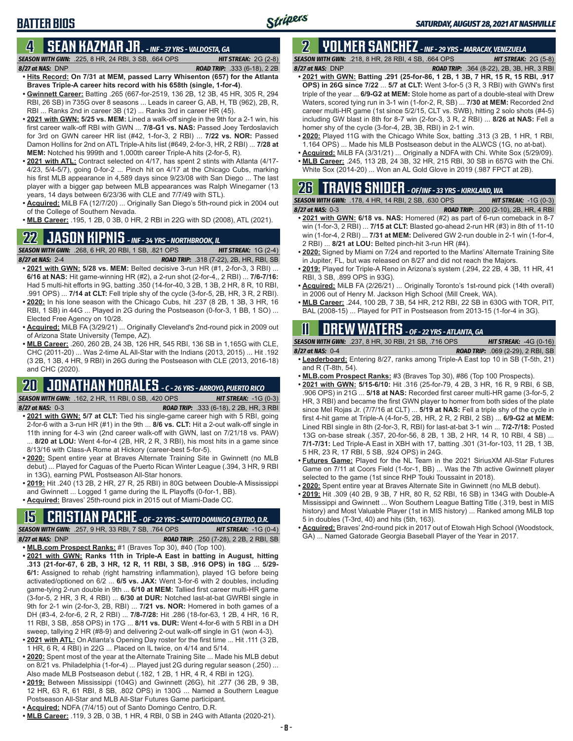# BATTER BIOS

*SATURDAY, AUGUST 28, 2021 AT NASHVILLE*

## 4 SEAN KAZMAR JR. - INF - 37 YRS - VALDOSTA, GA

***SEASON WITH GWN:*** .225, 8 HR, 24 RBI, 3 SB, .664 OPS ***HIT STREAK:*** 2G (2-8)
***8/27 at NAS:*** DNP ***ROAD TRIP:*** .333 (6-18), 2 2B

- **Hits Record: On 7/31 at MEM, passed Larry Whisenton (657) for the Atlanta Braves Triple-A career hits record with his 658th (single, 1-for-4)**.
- **Gwinnett Career:** Batting .265 (667-for-2519, 136 2B, 12 3B, 45 HR, 305 R, 294 RBI, 26 SB) in 735G over 8 seasons ... Leads in career G, AB, H, TB (962), 2B, R, RBI ... Ranks 2nd in career 3B (12) ... Ranks 3rd in career HR (45).
- **2021 with GWN: 5/25 vs. MEM:** Lined a walk-off single in the 9th for a 2-1 win, his first career walk-off RBI with GWN ... **7/8-G1 vs. NAS:** Passed Joey Terdoslavich for 3rd on GWN career HR list (#42, 1-for-3, 2 RBI) ... **7/22 vs. NOR:** Passed Damon Hollins for 2nd on ATL Triple-A hits list (#649, 2-for-3, HR, 2 RBI) ... **7/28 at MEM:** Notched his 999th and 1,000th career Triple-A hits (2-for-5, R).
- **2021 with ATL:** Contract selected on 4/17, has spent 2 stints with Atlanta (4/17-4/23, 5/4-5/7), going 0-for-2 ... Pinch hit on 4/17 at the Chicago Cubs, marking his first MLB appearance in 4,589 days since 9/23/08 with San Diego ... The last player with a bigger gap between MLB appearances was Ralph Winegarner (13 years, 14 days between 6/23/36 with CLE and 7/7/49 with STL).
- **Acquired:** MiLB FA (12/7/20) ... Originally San Diego's 5th-round pick in 2004 out of the College of Southern Nevada.
- **MLB Career:** .195, 1 2B, 0 3B, 0 HR, 2 RBI in 22G with SD (2008), ATL (2021).

## 22 JASON KIPNIS - INF - 34 YRS - NORTHBROOK, IL

***SEASON WITH GWN:*** .268, 6 HR, 20 RBI, 1 SB, .821 OPS ***HIT STREAK:*** 1G (2-4)
***8/27 at NAS:*** 2-4 ***ROAD TRIP:*** .318 (7-22), 2B, HR, RBI, SB

- **2021 with GWN: 5/28 vs. MEM:** Belted decisive 3-run HR (#1, 2-for-3, 3 RBI) ... **6/16 at NAS:** Hit game-winning HR (#2), a 2-run shot (2-for-4,, 2 RBI) ... **7/6-7/16:** Had 5 multi-hit efforts in 9G, batting .350 (14-for-40, 3 2B, 1 3B, 2 HR, 8 R, 10 RBI, .991 OPS) ... **7/14 at CLT:** Fell triple shy of the cycle (3-for-5, 2B, HR, 3 R, 2 RBI).
- **2020:** In his lone season with the Chicago Cubs, hit .237 (8 2B, 1 3B, 3 HR, 16 RBI, 1 SB) in 44G ... Played in 2G during the Postseason (0-for-3, 1 BB, 1 SO) ... Elected Free Agency on 10/28.
- **Acquired:** MiLB FA (3/29/21) ... Originally Cleveland's 2nd-round pick in 2009 out of Arizona State University (Tempe, AZ).
- **MLB Career:** .260, 260 2B, 24 3B, 126 HR, 545 RBI, 136 SB in 1,165G with CLE, CHC (2011-20) ... Was 2-time AL All-Star with the Indians (2013, 2015) ... Hit .192 (3 2B, 1 3B, 4 HR, 9 RBI) in 26G during the Postseason with CLE (2013, 2016-18) and CHC (2020).

## 20 JONATHAN MORALES - C - 26 YRS - ARROYO, PUERTO RICO

***SEASON WITH GWN:*** .162, 2 HR, 11 RBI, 0 SB, .420 OPS ***HIT STREAK:*** -1G (0-3)
***8/27 at NAS:*** 0-3 ***ROAD TRIP:*** .333 (6-18), 2 2B, HR, 3 RBI

- **2021 with GWN: 5/7 at CLT:** Tied his single-game career high with 5 RBI, going 2-for-6 with a 3-run HR (#1) in the 9th ... **8/6 vs. CLT:** Hit a 2-out walk-off single in 11th inning for 4-3 win (2nd career walk-off with GWN, last on 7/21/18 vs. PAW) ... **8/20 at LOU:** Went 4-for-4 (2B, HR, 2 R, 3 RBI), his most hits in a game since 8/13/16 with Class-A Rome at Hickory (career-best 5-for-5).
- **2020:** Spent entire year at Braves Alternate Training Site in Gwinnett (no MLB debut) ... Played for Caguas of the Puerto Rican Winter League (.394, 3 HR, 9 RBI in 13G), earning PWL Postseason All-Star honors.
- **2019:** Hit .240 (13 2B, 2 HR, 27 R, 25 RBI) in 80G between Double-A Mississippi and Gwinnett ... Logged 1 game during the IL Playoffs (0-for-1, BB).
- **Acquired:** Braves' 25th-round pick in 2015 out of Miami-Dade CC.

## 15 CRISTIAN PACHE - OF - 22 YRS - SANTO DOMINGO CENTRO, D.R.

***SEASON WITH GWN:*** .257, 9 HR, 33 RBI, 7 SB, .764 OPS ***HIT STREAK:*** -1G (0-4)
***8/27 at NAS:*** DNP ***ROAD TRIP:*** .250 (7-28), 2 2B, 2 RBI, SB

- **MLB.com Prospect Ranks:** #1 (Braves Top 30), #40 (Top 100).
- **2021 with GWN: Ranks 11th in Triple-A East in batting in August, hitting .313 (21-for-67, 6 2B, 3 HR, 12 R, 11 RBI, 3 SB, .916 OPS) in 18G** ... **5/29-6/1:** Assigned to rehab (right hamstring inflammation), played 1G before being activated/optioned on 6/2 ... **6/5 vs. JAX:** Went 3-for-6 with 2 doubles, including game-tying 2-run double in 9th ... **6/10 at MEM:** Tallied first career multi-HR game (3-for-5, 2 HR, 3 R, 4 RBI) ... **6/30 at DUR:** Notched last-at-bat GWRBI single in 9th for 2-1 win (2-for-3, 2B, RBI) ... **7/21 vs. NOR:** Homered in both games of a DH (#3-4, 2-for-6, 2 R, 2 RBI) ... **7/8-7/28:** Hit .286 (18-for-63, 1 2B, 4 HR, 16 R, 11 RBI, 3 SB, .858 OPS) in 17G ... **8/11 vs. DUR:** Went 4-for-6 with 5 RBI in a DH sweep, tallying 2 HR (#8-9) and delivering 2-out walk-off single in G1 (won 4-3).
- **2021 with ATL:** On Atlanta's Opening Day roster for the first time ... Hit .111 (3 2B, 1 HR, 6 R, 4 RBI) in 22G ... Placed on IL twice, on 4/14 and 5/14.
- **2020:** Spent most of the year at the Alternate Training Site ... Made his MLB debut on 8/21 vs. Philadelphia (1-for-4) ... Played just 2G during regular season (.250) ... Also made MLB Postseason debut (.182, 1 2B, 1 HR, 4 R, 4 RBI in 12G).
- **2019:** Between Mississippi (104G) and Gwinnett (26G), hit .277 (36 2B, 9 3B, 12 HR, 63 R, 61 RBI, 8 SB, .802 OPS) in 130G ... Named a Southern League Postseason All-Star and MLB All-Star Futures Game participant.
- **Acquired:** NDFA (7/4/15) out of Santo Domingo Centro, D.R.
- **MLB Career:** .119, 3 2B, 0 3B, 1 HR, 4 RBI, 0 SB in 24G with Atlanta (2020-21).

## 2 YOLMER SANCHEZ - INF - 29 YRS - MARACAY, VENEZUELA

***SEASON WITH GWN:*** .218, 8 HR, 28 RBI, 4 SB, .664 OPS ***HIT STREAK:*** 2G (5-8)
***8/27 at NAS:*** DNP ***ROAD TRIP:*** .364 (8-22), 2B, 3B, HR, 3 RBI

- **2021 with GWN: Batting .291 (25-for-86, 1 2B, 1 3B, 7 HR, 15 R, 15 RBI, .917 OPS) in 26G since 7/22** ... **5/7 at CLT:** Went 3-for-5 (3 R, 3 RBI) with GWN's first triple of the year ... **6/9-G2 at MEM:** Stole home as part of a double-steal with Drew Waters, scored tying run in 3-1 win (1-for-2, R, SB) ... **7/30 at MEM:** Recorded 2nd career multi-HR game (1st since 5/2/15, CLT vs. SWB), hitting 2 solo shots (#4-5) including GW blast in 8th for 8-7 win (2-for-3, 3 R, 2 RBI) ... **8/26 at NAS:** Fell a homer shy of the cycle (3-for-4, 2B, 3B, RBI) in 2-1 win.
- **2020:** Played 11G with the Chicago White Sox, batting .313 (3 2B, 1 HR, 1 RBI, 1.164 OPS) ... Made his MLB Postseason debut in the ALWCS (1G, no at-bat).
- **Acquired:** MiLB FA (3/31/21) ... Originally a NDFA with Chi. White Sox (5/29/09).
- **MLB Career:** .245, 113 2B, 24 3B, 32 HR, 215 RBI, 30 SB in 657G with the Chi. White Sox (2014-20) ... Won an AL Gold Glove in 2019 (.987 FPCT at 2B).

## 26 TRAVIS SNIDER - OF/INF - 33 YRS - KIRKLAND, WA

***SEASON WITH GWN:*** .178, 4 HR, 14 RBI, 2 SB, .630 OPS ***HIT STREAK:*** -1G (0-3)
***8/27 at NAS:*** 0-3 ***ROAD TRIP:*** .200 (2-10), 2B, HR, 4 RBI

- **2021 with GWN: 6/18 vs. NAS:** Homered (#2) as part of 6-run comeback in 8-7 win (1-for-3, 2 RBI) ... **7/15 at CLT:** Blasted go-ahead 2-run HR (#3) in 8th of 11-10 win (1-for-4, 2 RBI) ... **7/31 at MEM:** Delivered GW 2-run double in 2-1 win (1-for-4, 2 RBI) ... **8/21 at LOU:** Belted pinch-hit 3-run HR (#4).
- **2020:** Signed by Miami on 7/24 and reported to the Marlins' Alternate Training Site in Jupiter, FL, but was released on 8/27 and did not reach the Majors.
- **2019:** Played for Triple-A Reno in Arizona's system (.294, 22 2B, 4 3B, 11 HR, 41 RBI, 3 SB, .899 OPS in 93G).
- **Acquired:** MiLB FA (2/26/21) ... Originally Toronto's 1st-round pick (14th overall) in 2006 out of Henry M. Jackson High School (Mill Creek, WA).
- **MLB Career:** .244, 100 2B, 7 3B, 54 HR, 212 RBI, 22 SB in 630G with TOR, PIT, BAL (2008-15) ... Played for PIT in Postseason from 2013-15 (1-for-4 in 3G).

## 11 DREW WATERS - OF - 22 YRS - ATLANTA, GA

***SEASON WITH GWN:*** .237, 8 HR, 30 RBI, 21 SB, .716 OPS ***HIT STREAK:*** -4G (0-16)
***8/27 at NAS:*** 0-4 ***ROAD TRIP:*** .069 (2-29), 2 RBI, SB

- **Leaderboard:** Entering 8/27, ranks among Triple-A East top 10 in SB (T-5th, 21) and R (T-8th, 54).
- **MLB.com Prospect Ranks:** #3 (Braves Top 30), #86 (Top 100 Prospects).
- **2021 with GWN: 5/15-6/10:** Hit .316 (25-for-79, 4 2B, 3 HR, 16 R, 9 RBI, 6 SB, .906 OPS) in 21G ... **5/18 at NAS:** Recorded first career multi-HR game (3-for-5, 2 HR, 3 RBI) and became the first GWN player to homer from both sides of the plate since Mel Rojas Jr. (7/7/16 at CLT) ... **5/19 at NAS:** Fell a triple shy of the cycle in first 4-hit game at Triple-A (4-for-5, 2B, HR, 2 R, 2 RBI, 2 SB) ... **6/9-G2 at MEM:** Lined RBI single in 8th (2-for-3, R, RBI) for last-at-bat 3-1 win ... **7/2-7/18:** Posted 13G on-base streak (.357, 20-for-56, 8 2B, 1 3B, 2 HR, 14 R, 10 RBI, 4 SB) ... **7/1-7/31:** Led Triple-A East in XBH with 17, batting .301 (31-for-103, 11 2B, 1 3B, 5 HR, 23 R, 17 RBI, 5 SB, .924 OPS) in 24G.
- **Futures Game:** Played for the NL Team in the 2021 SiriusXM All-Star Futures Game on 7/11 at Coors Field (1-for-1, BB) ... Was the 7th active Gwinnett player selected to the game (1st since RHP Touki Toussaint in 2018).
- **2020:** Spent entire year at Braves Alternate Site in Gwinnett (no MLB debut).
- **2019:** Hit .309 (40 2B, 9 3B, 7 HR, 80 R, 52 RBI, 16 SB) in 134G with Double-A Mississippi and Gwinnett ... Won Southern League Batting Title (.319, best in MIS history) and Most Valuable Player (1st in MIS history) ... Ranked among MiLB top 5 in doubles (T-3rd, 40) and hits (5th, 163).
- **Acquired:** Braves' 2nd-round pick in 2017 out of Etowah High School (Woodstock, GA) ... Named Gatorade Georgia Baseball Player of the Year in 2017.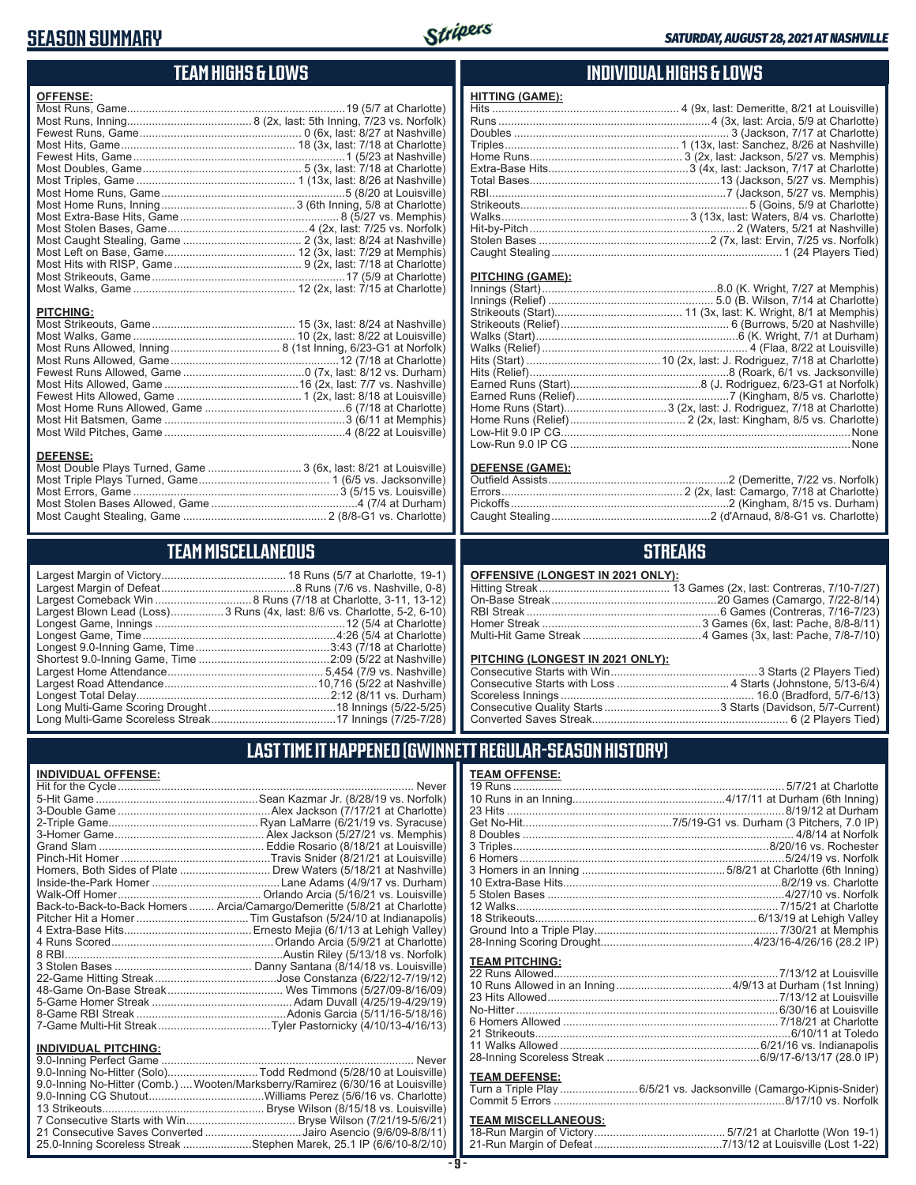# SEASON SUMMARY

*SATURDAY, AUGUST 28, 2021 AT NASHVILLE*

## TEAM HIGHS & LOWS

**OFFENSE:**

| | |
|---|---|
| Most Runs, Game | 19 (5/7 at Charlotte) |
| Most Runs, Inning | 8 (2x, last: 5th Inning, 7/23 vs. Norfolk) |
| Fewest Runs, Game | 0 (6x, last: 8/27 at Nashville) |
| Most Hits, Game | 18 (3x, last: 7/18 at Charlotte) |
| Fewest Hits, Game | 1 (5/23 at Nashville) |
| Most Doubles, Game | 5 (3x, last: 7/18 at Charlotte) |
| Most Triples, Game | 1 (13x, last: 8/26 at Nashville) |
| Most Home Runs, Game | 5 (8/20 at Louisville) |
| Most Home Runs, Inning | 3 (6th Inning, 5/8 at Charlotte) |
| Most Extra-Base Hits, Game | 8 (5/27 vs. Memphis) |
| Most Stolen Bases, Game | 4 (2x, last: 7/25 vs. Norfolk) |
| Most Caught Stealing, Game | 2 (3x, last: 8/24 at Nashville) |
| Most Left on Base, Game | 12 (3x, last: 7/29 at Memphis) |
| Most Hits with RISP, Game | 9 (2x, last: 7/18 at Charlotte) |
| Most Strikeouts, Game | 17 (5/9 at Charlotte) |
| Most Walks, Game | 12 (2x, last: 7/15 at Charlotte) |

**PITCHING:**

| | |
|---|---|
| Most Strikeouts, Game | 15 (3x, last: 8/24 at Nashville) |
| Most Walks, Game | 10 (2x, last: 8/22 at Louisville) |
| Most Runs Allowed, Inning | 8 (1st Inning, 6/23-G1 at Norfolk) |
| Most Runs Allowed, Game | 12 (7/18 at Charlotte) |
| Fewest Runs Allowed, Game | 0 (7x, last: 8/12 vs. Durham) |
| Most Hits Allowed, Game | 16 (2x, last: 7/7 vs. Nashville) |
| Fewest Hits Allowed, Game | 1 (2x, last: 8/18 at Louisville) |
| Most Home Runs Allowed, Game | 6 (7/18 at Charlotte) |
| Most Hit Batsmen, Game | 3 (6/11 at Memphis) |
| Most Wild Pitches, Game | 4 (8/22 at Louisville) |

**DEFENSE:**

| | |
|---|---|
| Most Double Plays Turned, Game | 3 (6x, last: 8/21 at Louisville) |
| Most Triple Plays Turned, Game | 1 (6/5 vs. Jacksonville) |
| Most Errors, Game | 3 (5/15 vs. Louisville) |
| Most Stolen Bases Allowed, Game | 4 (7/4 at Durham) |
| Most Caught Stealing, Game | 2 (8/8-G1 vs. Charlotte) |

## INDIVIDUAL HIGHS & LOWS

**HITTING (GAME):**

| | |
|---|---|
| Hits | 4 (9x, last: Demeritte, 8/21 at Louisville) |
| Runs | 4 (3x, last: Arcia, 5/9 at Charlotte) |
| Doubles | 3 (Jackson, 7/17 at Charlotte) |
| Triples | 1 (13x, last: Sanchez, 8/26 at Nashville) |
| Home Runs | 3 (2x, last: Jackson, 5/27 vs. Memphis) |
| Extra-Base Hits | 3 (4x, last: Jackson, 7/17 at Charlotte) |
| Total Bases | 13 (Jackson, 5/27 vs. Memphis) |
| RBI | 7 (Jackson, 5/27 vs. Memphis) |
| Strikeouts | 5 (Goins, 5/9 at Charlotte) |
| Walks | 3 (13x, last: Waters, 8/4 vs. Charlotte) |
| Hit-by-Pitch | 2 (Waters, 5/21 at Nashville) |
| Stolen Bases | 2 (7x, last: Ervin, 7/25 vs. Norfolk) |
| Caught Stealing | 1 (24 Players Tied) |

**PITCHING (GAME):**

| | |
|---|---|
| Innings (Start) | 8.0 (K. Wright, 7/27 at Memphis) |
| Innings (Relief) | 5.0 (B. Wilson, 7/14 at Charlotte) |
| Strikeouts (Start) | 11 (3x, last: K. Wright, 8/1 at Memphis) |
| Strikeouts (Relief) | 6 (Burrows, 5/20 at Nashville) |
| Walks (Start) | 6 (K. Wright, 7/1 at Durham) |
| Walks (Relief) | 4 (Flaa, 8/22 at Louisville) |
| Hits (Start) | 10 (2x, last: J. Rodriguez, 7/18 at Charlotte) |
| Hits (Relief) | 8 (Roark, 6/1 vs. Jacksonville) |
| Earned Runs (Start) | 8 (J. Rodriguez, 6/23-G1 at Norfolk) |
| Earned Runs (Relief) | 7 (Kingham, 8/5 vs. Charlotte) |
| Home Runs (Start) | 3 (2x, last: J. Rodriguez, 7/18 at Charlotte) |
| Home Runs (Relief) | 2 (3x, last: Kingham, 8/5 vs. Charlotte) |
| Low-Hit 9.0 IP CG | None |
| Low-Run 9.0 IP CG | None |

**DEFENSE (GAME):**

| | |
|---|---|
| Outfield Assists | 2 (Demeritte, 7/22 vs. Norfolk) |
| Errors | 2 (6x, last: Camargo, 7/18 at Charlotte) |
| Pickoffs | 2 (Kingham, 8/15 vs. Durham) |
| Caught Stealing | 2 (d'Arnaud, 8/8-G1 vs. Charlotte) |

## TEAM MISCELLANEOUS

| | |
|---|---|
| Largest Margin of Victory | 18 Runs (5/7 at Charlotte, 19-1) |
| Largest Margin of Defeat | 8 Runs (7/6 vs. Nashville, 0-8) |
| Largest Comeback Win | 8 Runs (7/18 at Charlotte, 3-11, 13-12) |
| Largest Blown Lead (Loss) | 3 Runs (4x, last: 8/6 vs. Charlotte, 5-2, 6-10) |
| Longest Game, Innings | 12 (5/4 at Charlotte) |
| Longest Game, Time | 4:26 (5/4 at Charlotte) |
| Longest 9.0-Inning Game, Time | 3:43 (7/18 at Charlotte) |
| Shortest 9.0-Inning Game, Time | 2:09 (5/22 at Nashville) |
| Largest Home Attendance | 5,454 (7/9 vs. Nashville) |
| Largest Road Attendance | 10,716 (5/22 at Nashville) |
| Longest Total Delay | 2:12 (8/11 vs. Durham) |
| Long Multi-Game Scoring Drought | 18 Innings (5/22-5/25) |
| Long Multi-Game Scoreless Streak | 17 Innings (7/25-7/28) |

## STREAKS

**OFFENSIVE (LONGEST IN 2021 ONLY):**

| | |
|---|---|
| Hitting Streak | 13 Games (2x, last: Contreras, 7/10-7/27) |
| On-Base Streak | 20 Games (Camargo, 7/22-8/14) |
| RBI Streak | 6 Games (Contreras, 7/16-7/23) |
| Homer Streak | 3 Games (6x, last: Pache, 8/8-8/11) |
| Multi-Hit Game Streak | 4 Games (3x, last: Pache, 7/8-7/10) |

**PITCHING (LONGEST IN 2021 ONLY):**

| | |
|---|---|
| Consecutive Starts with Win | 3 Starts (2 Players Tied) |
| Consecutive Starts with Loss | 4 Starts (Johnstone, 5/13-6/4) |
| Scoreless Innings | 16.0 (Bradford, 5/7-6/13) |
| Consecutive Quality Starts | 3 Starts (Davidson, 5/7-Current) |
| Converted Saves Streak | 6 (2 Players Tied) |

## LAST TIME IT HAPPENED (GWINNETT REGULAR-SEASON HISTORY)

**INDIVIDUAL OFFENSE:**

| | |
|---|---|
| Hit for the Cycle | Never |
| 5-Hit Game | Sean Kazmar Jr. (8/28/19 vs. Norfolk) |
| 3-Double Game | Alex Jackson (7/17/21 at Charlotte) |
| 2-Triple Game | Ryan LaMarre (6/21/19 vs. Syracuse) |
| 3-Homer Game | Alex Jackson (5/27/21 vs. Memphis) |
| Grand Slam | Eddie Rosario (8/18/21 at Louisville) |
| Pinch-Hit Homer | Travis Snider (8/21/21 at Louisville) |
| Homers, Both Sides of Plate | Drew Waters (5/18/21 at Nashville) |
| Inside-the-Park Homer | Lane Adams (4/9/17 vs. Durham) |
| Walk-Off Homer | Orlando Arcia (5/16/21 vs. Louisville) |
| Back-to-Back-to-Back Homers | Arcia/Camargo/Demeritte (5/8/21 at Charlotte) |
| Pitcher Hit a Homer | Tim Gustafson (5/24/10 at Indianapolis) |
| 4 Extra-Base Hits | Ernesto Mejia (6/1/13 at Lehigh Valley) |
| 4 Runs Scored | Orlando Arcia (5/9/21 at Charlotte) |
| 8 RBI | Austin Riley (5/13/18 vs. Norfolk) |
| 3 Stolen Bases | Danny Santana (8/14/18 vs. Louisville) |
| 22-Game Hitting Streak | Jose Constanza (6/22/12-7/19/12) |
| 48-Game On-Base Streak | Wes Timmons (5/27/09-8/16/09) |
| 5-Game Homer Streak | Adam Duvall (4/25/19-4/29/19) |
| 8-Game RBI Streak | Adonis Garcia (5/11/16-5/18/16) |
| 7-Game Multi-Hit Streak | Tyler Pastornicky (4/10/13-4/16/13) |

**INDIVIDUAL PITCHING:**

| | |
|---|---|
| 9.0-Inning Perfect Game | Never |
| 9.0-Inning No-Hitter (Solo) | Todd Redmond (5/28/10 at Louisville) |
| 9.0-Inning No-Hitter (Comb.) | Wooten/Marksberry/Ramirez (6/30/16 at Louisville) |
| 9.0-Inning CG Shutout | Williams Perez (5/6/16 vs. Charlotte) |
| 13 Strikeouts | Bryse Wilson (8/15/18 vs. Louisville) |
| 7 Consecutive Starts with Win | Bryse Wilson (7/21/19-5/6/21) |
| 21 Consecutive Saves Converted | Jairo Asencio (9/6/09-8/8/11) |
| 25.0-Inning Scoreless Streak | Stephen Marek, 25.1 IP (6/6/10-8/2/10) |

**TEAM OFFENSE:**

| | |
|---|---|
| 19 Runs | 5/7/21 at Charlotte |
| 10 Runs in an Inning | 4/17/11 at Durham (6th Inning) |
| 23 Hits | 8/19/12 at Durham |
| Get No-Hit | 7/5/19-G1 vs. Durham (3 Pitchers, 7.0 IP) |
| 8 Doubles | 4/8/14 at Norfolk |
| 3 Triples | 8/20/16 vs. Rochester |
| 6 Homers | 5/24/19 vs. Norfolk |
| 3 Homers in an Inning | 5/8/21 at Charlotte (6th Inning) |
| 10 Extra-Base Hits | 8/2/19 vs. Charlotte |
| 5 Stolen Bases | 4/27/10 vs. Norfolk |
| 12 Walks | 7/15/21 at Charlotte |
| 18 Strikeouts | 6/13/19 at Lehigh Valley |
| Ground Into a Triple Play | 7/30/21 at Memphis |
| 28-Inning Scoring Drought | 4/23/16-4/26/16 (28.2 IP) |

**TEAM PITCHING:**

| | |
|---|---|
| 22 Runs Allowed | 7/13/12 at Louisville |
| 10 Runs Allowed in an Inning | 4/9/13 at Durham (1st Inning) |
| 23 Hits Allowed | 7/13/12 at Louisville |
| No-Hitter | 6/30/16 at Louisville |
| 6 Homers Allowed | 7/18/21 at Charlotte |
| 21 Strikeouts | 6/10/11 at Toledo |
| 11 Walks Allowed | 6/21/16 vs. Indianapolis |
| 28-Inning Scoreless Streak | 6/9/17-6/13/17 (28.0 IP) |

**TEAM DEFENSE:**

| | |
|---|---|
| Turn a Triple Play | 6/5/21 vs. Jacksonville (Camargo-Kipnis-Snider) |
| Commit 5 Errors | 8/17/10 vs. Norfolk |

**TEAM MISCELLANEOUS:**

| | |
|---|---|
| 18-Run Margin of Victory | 5/7/21 at Charlotte (Won 19-1) |
| 21-Run Margin of Defeat | 7/13/12 at Louisville (Lost 1-22) |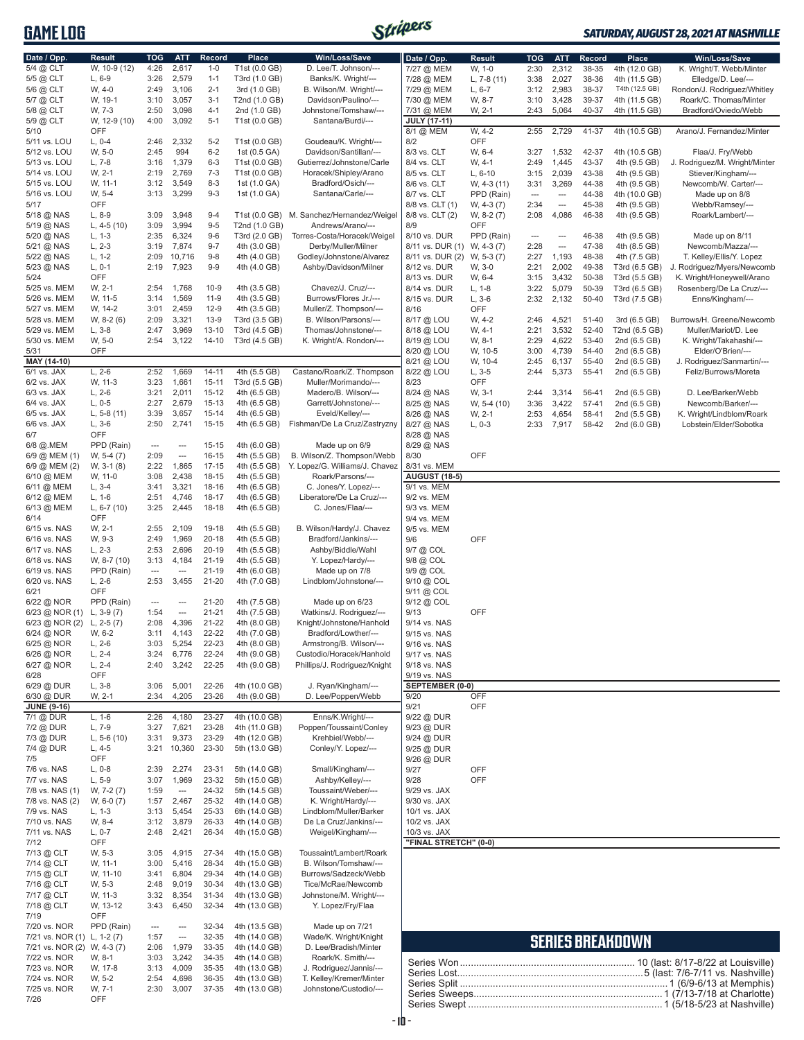# GAME LOG

*SATURDAY, AUGUST 28, 2021 AT NASHVILLE*

| Date / Opp. | Result | TOG | ATT | Record | Place | Win/Loss/Save |
|---|---|---|---|---|---|---|
| 5/4 @ CLT | W, 10-9 (12) | 4:26 | 2,617 | 1-0 | T1st (0.0 GB) | D. Lee/T. Johnson/--- |
| 5/5 @ CLT | L, 6-9 | 3:26 | 2,579 | 1-1 | T3rd (1.0 GB) | Banks/K. Wright/--- |
| 5/6 @ CLT | W, 4-0 | 2:49 | 3,106 | 2-1 | 3rd (1.0 GB) | B. Wilson/M. Wright/--- |
| 5/7 @ CLT | W, 19-1 | 3:10 | 3,057 | 3-1 | T2nd (1.0 GB) | Davidson/Paulino/--- |
| 5/8 @ CLT | W, 7-3 | 2:50 | 3,098 | 4-1 | 2nd (1.0 GB) | Johnstone/Tomshaw/--- |
| 5/9 @ CLT | W, 12-9 (10) | 4:00 | 3,092 | 5-1 | T1st (0.0 GB) | Santana/Burdi/--- |
| 5/10 | OFF | | | | | |
| 5/11 vs. LOU | L, 0-4 | 2:46 | 2,332 | 5-2 | T1st (0.0 GB) | Goudeau/K. Wright/--- |
| 5/12 vs. LOU | W, 5-0 | 2:45 | 994 | 6-2 | 1st (0.5 GA) | Davidson/Santillan/--- |
| 5/13 vs. LOU | L, 7-8 | 3:16 | 1,379 | 6-3 | T1st (0.0 GB) | Gutierrez/Johnstone/Carle |
| 5/14 vs. LOU | W, 2-1 | 2:19 | 2,769 | 7-3 | T1st (0.0 GB) | Horacek/Shipley/Arano |
| 5/15 vs. LOU | W, 11-1 | 3:12 | 3,549 | 8-3 | 1st (1.0 GA) | Bradford/Osich/--- |
| 5/16 vs. LOU | W, 5-4 | 3:13 | 3,299 | 9-3 | 1st (1.0 GA) | Santana/Carle/--- |
| 5/17 | OFF | | | | | |
| 5/18 @ NAS | L, 8-9 | 3:09 | 3,948 | 9-4 | T1st (0.0 GB) | M. Sanchez/Hernandez/Weigel |
| 5/19 @ NAS | L, 4-5 (10) | 3:09 | 3,994 | 9-5 | T2nd (1.0 GB) | Andrews/Arano/--- |
| 5/20 @ NAS | L, 1-3 | 2:35 | 6,324 | 9-6 | T3rd (2.0 GB) | Torres-Costa/Horacek/Weigel |
| 5/21 @ NAS | L, 2-3 | 3:19 | 7,874 | 9-7 | 4th (3.0 GB) | Derby/Muller/Milner |
| 5/22 @ NAS | L, 1-2 | 2:09 | 10,716 | 9-8 | 4th (4.0 GB) | Godley/Johnstone/Alvarez |
| 5/23 @ NAS | L, 0-1 | 2:19 | 7,923 | 9-9 | 4th (4.0 GB) | Ashby/Davidson/Milner |
| 5/24 | OFF | | | | | |
| 5/25 vs. MEM | W, 2-1 | 2:54 | 1,768 | 10-9 | 4th (3.5 GB) | Chavez/J. Cruz/--- |
| 5/26 vs. MEM | W, 11-5 | 3:14 | 1,569 | 11-9 | 4th (3.5 GB) | Burrows/Flores Jr./--- |
| 5/27 vs. MEM | W, 14-2 | 3:01 | 2,459 | 12-9 | 4th (3.5 GB) | Muller/Z. Thompson/--- |
| 5/28 vs. MEM | W, 8-2 (6) | 2:09 | 3,321 | 13-9 | T3rd (3.5 GB) | B. Wilson/Parsons/--- |
| 5/29 vs. MEM | L, 3-8 | 2:47 | 3,969 | 13-10 | T3rd (4.5 GB) | Thomas/Johnstone/--- |
| 5/30 vs. MEM | W, 5-0 | 2:54 | 3,122 | 14-10 | T3rd (4.5 GB) | K. Wright/A. Rondon/--- |
| 5/31 | OFF | | | | | |
| **MAY (14-10)** | | | | | | |
| 6/1 vs. JAX | L, 2-6 | 2:52 | 1,669 | 14-11 | 4th (5.5 GB) | Castano/Roark/Z. Thompson |
| 6/2 vs. JAX | W, 11-3 | 3:23 | 1,661 | 15-11 | T3rd (5.5 GB) | Muller/Morimando/--- |
| 6/3 vs. JAX | L, 2-6 | 3:21 | 2,011 | 15-12 | 4th (6.5 GB) | Madero/B. Wilson/--- |
| 6/4 vs. JAX | L, 0-5 | 2:27 | 2,679 | 15-13 | 4th (6.5 GB) | Garrett/Johnstone/--- |
| 6/5 vs. JAX | L, 5-8 (11) | 3:39 | 3,657 | 15-14 | 4th (6.5 GB) | Eveld/Kelley/--- |
| 6/6 vs. JAX | L, 3-6 | 2:50 | 2,741 | 15-15 | 4th (6.5 GB) | Fishman/De La Cruz/Zastryzny |
| 6/7 | OFF | | | | | |
| 6/8 @ MEM | PPD (Rain) | --- | --- | 15-15 | 4th (6.0 GB) | Made up on 6/9 |
| 6/9 @ MEM (1) | W, 5-4 (7) | 2:09 | --- | 16-15 | 4th (5.5 GB) | B. Wilson/Z. Thompson/Webb |
| 6/9 @ MEM (2) | W, 3-1 (8) | 2:22 | 1,865 | 17-15 | 4th (5.5 GB) | Y. Lopez/G. Williams/J. Chavez |
| 6/10 @ MEM | W, 11-0 | 3:08 | 2,438 | 18-15 | 4th (5.5 GB) | Roark/Parsons/--- |
| 6/11 @ MEM | L, 3-4 | 3:41 | 3,321 | 18-16 | 4th (6.5 GB) | C. Jones/Y. Lopez/--- |
| 6/12 @ MEM | L, 1-6 | 2:51 | 4,746 | 18-17 | 4th (6.5 GB) | Liberatore/De La Cruz/--- |
| 6/13 @ MEM | L, 6-7 (10) | 3:25 | 2,445 | 18-18 | 4th (6.5 GB) | C. Jones/Flaa/--- |
| 6/14 | OFF | | | | | |
| 6/15 vs. NAS | W, 2-1 | 2:55 | 2,109 | 19-18 | 4th (5.5 GB) | B. Wilson/Hardy/J. Chavez |
| 6/16 vs. NAS | W, 9-3 | 2:49 | 1,969 | 20-18 | 4th (5.5 GB) | Bradford/Jankins/--- |
| 6/17 vs. NAS | L, 2-3 | 2:53 | 2,696 | 20-19 | 4th (5.5 GB) | Ashby/Biddle/Wahl |
| 6/18 vs. NAS | W, 8-7 (10) | 3:13 | 4,184 | 21-19 | 4th (5.5 GB) | Y. Lopez/Hardy/--- |
| 6/19 vs. NAS | PPD (Rain) | --- | --- | 21-19 | 4th (6.0 GB) | Made up on 7/8 |
| 6/20 vs. NAS | L, 2-6 | 2:53 | 3,455 | 21-20 | 4th (7.0 GB) | Lindblom/Johnstone/--- |
| 6/21 | OFF | | | | | |
| 6/22 @ NOR | PPD (Rain) | --- | --- | 21-20 | 4th (7.5 GB) | Made up on 6/23 |
| 6/23 @ NOR (1) | L, 3-9 (7) | 1:54 | --- | 21-21 | 4th (7.5 GB) | Watkins/J. Rodriguez/--- |
| 6/23 @ NOR (2) | L, 2-5 (7) | 2:08 | 4,396 | 21-22 | 4th (8.0 GB) | Knight/Johnstone/Hanhold |
| 6/24 @ NOR | W, 6-2 | 3:11 | 4,143 | 22-22 | 4th (7.0 GB) | Bradford/Lowther/--- |
| 6/25 @ NOR | L, 2-6 | 3:03 | 5,254 | 22-23 | 4th (8.0 GB) | Armstrong/B. Wilson/--- |
| 6/26 @ NOR | L, 2-4 | 3:24 | 6,776 | 22-24 | 4th (9.0 GB) | Custodio/Horacek/Hanhold |
| 6/27 @ NOR | L, 2-4 | 2:40 | 3,242 | 22-25 | 4th (9.0 GB) | Phillips/J. Rodriguez/Knight |
| 6/28 | OFF | | | | | |
| 6/29 @ DUR | L, 3-8 | 3:06 | 5,001 | 22-26 | 4th (10.0 GB) | J. Ryan/Kingham/--- |
| 6/30 @ DUR | W, 2-1 | 2:34 | 4,205 | 23-26 | 4th (9.0 GB) | D. Lee/Poppen/Webb |
| **JUNE (9-16)** | | | | | | |
| 7/1 @ DUR | L, 1-6 | 2:26 | 4,180 | 23-27 | 4th (10.0 GB) | Enns/K.Wright/--- |
| 7/2 @ DUR | L, 7-9 | 3:27 | 7,621 | 23-28 | 4th (11.0 GB) | Poppen/Toussaint/Conley |
| 7/3 @ DUR | L, 5-6 (10) | 3:31 | 9,373 | 23-29 | 4th (12.0 GB) | Krehbiel/Webb/--- |
| 7/4 @ DUR | L, 4-5 | 3:21 | 10,360 | 23-30 | 5th (13.0 GB) | Conley/Y. Lopez/--- |
| 7/5 | OFF | | | | | |
| 7/6 vs. NAS | L, 0-8 | 2:39 | 2,274 | 23-31 | 5th (14.0 GB) | Small/Kingham/--- |
| 7/7 vs. NAS | L, 5-9 | 3:07 | 1,969 | 23-32 | 5th (15.0 GB) | Ashby/Kelley/--- |
| 7/8 vs. NAS (1) | W, 7-2 (7) | 1:59 | --- | 24-32 | 5th (14.5 GB) | Toussaint/Weber/--- |
| 7/8 vs. NAS (2) | W, 6-0 (7) | 1:57 | 2,467 | 25-32 | 4th (14.0 GB) | K. Wright/Hardy/--- |
| 7/9 vs. NAS | L, 1-3 | 3:13 | 5,454 | 25-33 | 6th (14.0 GB) | Lindblom/Muller/Barker |
| 7/10 vs. NAS | W, 8-4 | 3:12 | 3,879 | 26-33 | 4th (14.0 GB) | De La Cruz/Jankins/--- |
| 7/11 vs. NAS | L, 0-7 | 2:48 | 2,421 | 26-34 | 4th (15.0 GB) | Weigel/Kingham/--- |
| 7/12 | OFF | | | | | |
| 7/13 @ CLT | W, 5-3 | 3:05 | 4,915 | 27-34 | 4th (15.0 GB) | Toussaint/Lambert/Roark |
| 7/14 @ CLT | W, 11-1 | 3:00 | 5,416 | 28-34 | 4th (15.0 GB) | B. Wilson/Tomshaw/--- |
| 7/15 @ CLT | W, 11-10 | 3:41 | 6,804 | 29-34 | 4th (14.0 GB) | Burrows/Sadzeck/Webb |
| 7/16 @ CLT | W, 5-3 | 2:48 | 9,019 | 30-34 | 4th (13.0 GB) | Tice/McRae/Newcomb |
| 7/17 @ CLT | W, 11-3 | 3:32 | 8,354 | 31-34 | 4th (13.0 GB) | Johnstone/M. Wright/--- |
| 7/18 @ CLT | W, 13-12 | 3:43 | 6,450 | 32-34 | 4th (13.0 GB) | Y. Lopez/Fry/Flaa |
| 7/19 | OFF | | | | | |
| 7/20 vs. NOR | PPD (Rain) | --- | --- | 32-34 | 4th (13.5 GB) | Made up on 7/21 |
| 7/21 vs. NOR (1) | L, 1-2 (7) | 1:57 | --- | 32-35 | 4th (14.0 GB) | Wade/K. Wright/Knight |
| 7/21 vs. NOR (2) | W, 4-3 (7) | 2:06 | 1,979 | 33-35 | 4th (14.0 GB) | D. Lee/Bradish/Minter |
| 7/22 vs. NOR | W, 8-1 | 3:03 | 3,242 | 34-35 | 4th (14.0 GB) | Roark/K. Smith/--- |
| 7/23 vs. NOR | W, 17-8 | 3:13 | 4,009 | 35-35 | 4th (13.0 GB) | J. Rodriguez/Jannis/--- |
| 7/24 vs. NOR | W, 5-2 | 2:54 | 4,698 | 36-35 | 4th (13.0 GB) | T. Kelley/Kremer/Minter |
| 7/25 vs. NOR | W, 7-1 | 2:30 | 3,007 | 37-35 | 4th (13.0 GB) | Johnstone/Custodio/--- |
| 7/26 | OFF | | | | | |
| 7/27 @ MEM | W, 1-0 | 2:30 | 2,312 | 38-35 | 4th (12.0 GB) | K. Wright/T. Webb/Minter |
| 7/28 @ MEM | L, 7-8 (11) | 3:38 | 2,027 | 38-36 | 4th (11.5 GB) | Elledge/D. Lee/--- |
| 7/29 @ MEM | L, 6-7 | 3:12 | 2,983 | 38-37 | T4th (12.5 GB) | Rondon/J. Rodriguez/Whitley |
| 7/30 @ MEM | W, 8-7 | 3:10 | 3,428 | 39-37 | 4th (11.5 GB) | Roark/C. Thomas/Minter |
| 7/31 @ MEM | W, 2-1 | 2:43 | 5,064 | 40-37 | 4th (11.5 GB) | Bradford/Oviedo/Webb |
| **JULY (17-11)** | | | | | | |
| 8/1 @ MEM | W, 4-2 | 2:55 | 2,729 | 41-37 | 4th (10.5 GB) | Arano/J. Fernandez/Minter |
| 8/2 | OFF | | | | | |
| 8/3 vs. CLT | W, 6-4 | 3:27 | 1,532 | 42-37 | 4th (10.5 GB) | Flaa/J. Fry/Webb |
| 8/4 vs. CLT | W, 4-1 | 2:49 | 1,445 | 43-37 | 4th (9.5 GB) | J. Rodriguez/M. Wright/Minter |
| 8/5 vs. CLT | L, 6-10 | 3:15 | 2,039 | 43-38 | 4th (9.5 GB) | Stiever/Kingham/--- |
| 8/6 vs. CLT | W, 4-3 (11) | 3:31 | 3,269 | 44-38 | 4th (9.5 GB) | Newcomb/W. Carter/--- |
| 8/7 vs. CLT | PPD (Rain) | --- | --- | 44-38 | 4th (10.0 GB) | Made up on 8/8 |
| 8/8 vs. CLT (1) | W, 4-3 (7) | 2:34 | --- | 45-38 | 4th (9.5 GB) | Webb/Ramsey/--- |
| 8/8 vs. CLT (2) | W, 8-2 (7) | 2:08 | 4,086 | 46-38 | 4th (9.5 GB) | Roark/Lambert/--- |
| 8/9 | OFF | | | | | |
| 8/10 vs. DUR | PPD (Rain) | --- | --- | 46-38 | 4th (9.5 GB) | Made up on 8/11 |
| 8/11 vs. DUR (1) | W, 4-3 (7) | 2:28 | --- | 47-38 | 4th (8.5 GB) | Newcomb/Mazza/--- |
| 8/11 vs. DUR (2) | W, 5-3 (7) | 2:27 | 1,193 | 48-38 | 4th (7.5 GB) | T. Kelley/Ellis/Y. Lopez |
| 8/12 vs. DUR | W, 3-0 | 2:21 | 2,002 | 49-38 | T3rd (6.5 GB) | J. Rodriguez/Myers/Newcomb |
| 8/13 vs. DUR | W, 6-4 | 3:15 | 3,432 | 50-38 | T3rd (5.5 GB) | K. Wright/Honeywell/Arano |
| 8/14 vs. DUR | L, 1-8 | 3:22 | 5,079 | 50-39 | T3rd (6.5 GB) | Rosenberg/De La Cruz/--- |
| 8/15 vs. DUR | L, 3-6 | 2:32 | 2,132 | 50-40 | T3rd (7.5 GB) | Enns/Kingham/--- |
| 8/16 | OFF | | | | | |
| 8/17 @ LOU | W, 4-2 | 2:46 | 4,521 | 51-40 | 3rd (6.5 GB) | Burrows/H. Greene/Newcomb |
| 8/18 @ LOU | W, 4-1 | 2:21 | 3,532 | 52-40 | T2nd (6.5 GB) | Muller/Mariot/D. Lee |
| 8/19 @ LOU | W, 8-1 | 2:29 | 4,622 | 53-40 | 2nd (6.5 GB) | K. Wright/Takahashi/--- |
| 8/20 @ LOU | W, 10-5 | 3:00 | 4,739 | 54-40 | 2nd (6.5 GB) | Elder/O'Brien/--- |
| 8/21 @ LOU | W, 10-4 | 2:45 | 6,137 | 55-40 | 2nd (6.5 GB) | J. Rodriguez/Sanmartin/--- |
| 8/22 @ LOU | L, 3-5 | 2:44 | 5,373 | 55-41 | 2nd (6.5 GB) | Feliz/Burrows/Moreta |
| 8/23 | OFF | | | | | |
| 8/24 @ NAS | W, 3-1 | 2:44 | 3,314 | 56-41 | 2nd (6.5 GB) | D. Lee/Barker/Webb |
| 8/25 @ NAS | W, 5-4 (10) | 3:36 | 3,422 | 57-41 | 2nd (6.5 GB) | Newcomb/Barker/--- |
| 8/26 @ NAS | W, 2-1 | 2:53 | 4,654 | 58-41 | 2nd (5.5 GB) | K. Wright/Lindblom/Roark |
| 8/27 @ NAS | L, 0-3 | 2:33 | 7,917 | 58-42 | 2nd (6.0 GB) | Lobstein/Elder/Sobotka |
| 8/28 @ NAS | | | | | | |
| 8/29 @ NAS | | | | | | |
| 8/30 | OFF | | | | | |
| 8/31 vs. MEM | | | | | | |
| **AUGUST (18-5)** | | | | | | |
| 9/1 vs. MEM | | | | | | |
| 9/2 vs. MEM | | | | | | |
| 9/3 vs. MEM | | | | | | |
| 9/4 vs. MEM | | | | | | |
| 9/5 vs. MEM | | | | | | |
| 9/6 | OFF | | | | | |
| 9/7 @ COL | | | | | | |
| 9/8 @ COL | | | | | | |
| 9/9 @ COL | | | | | | |
| 9/10 @ COL | | | | | | |
| 9/11 @ COL | | | | | | |
| 9/12 @ COL | | | | | | |
| 9/13 | OFF | | | | | |
| 9/14 vs. NAS | | | | | | |
| 9/15 vs. NAS | | | | | | |
| 9/16 vs. NAS | | | | | | |
| 9/17 vs. NAS | | | | | | |
| 9/18 vs. NAS | | | | | | |
| 9/19 vs. NAS | | | | | | |
| **SEPTEMBER (0-0)** | | | | | | |
| 9/20 | OFF | | | | | |
| 9/21 | OFF | | | | | |
| 9/22 @ DUR | | | | | | |
| 9/23 @ DUR | | | | | | |
| 9/24 @ DUR | | | | | | |
| 9/25 @ DUR | | | | | | |
| 9/26 @ DUR | | | | | | |
| 9/27 | OFF | | | | | |
| 9/28 | OFF | | | | | |
| 9/29 vs. JAX | | | | | | |
| 9/30 vs. JAX | | | | | | |
| 10/1 vs. JAX | | | | | | |
| 10/2 vs. JAX | | | | | | |
| 10/3 vs. JAX | | | | | | |
| **"FINAL STRETCH" (0-0)** | | | | | | |

## SERIES BREAKDOWN

- Series Won ........ 10 (last: 8/17-8/22 at Louisville)
- Series Lost ........ 5 (last: 7/6-7/11 vs. Nashville)
- Series Split ........ 1 (6/9-6/13 at Memphis)
- Series Sweeps ........ 1 (7/13-7/18 at Charlotte)
- Series Swept ........ 1 (5/18-5/23 at Nashville)